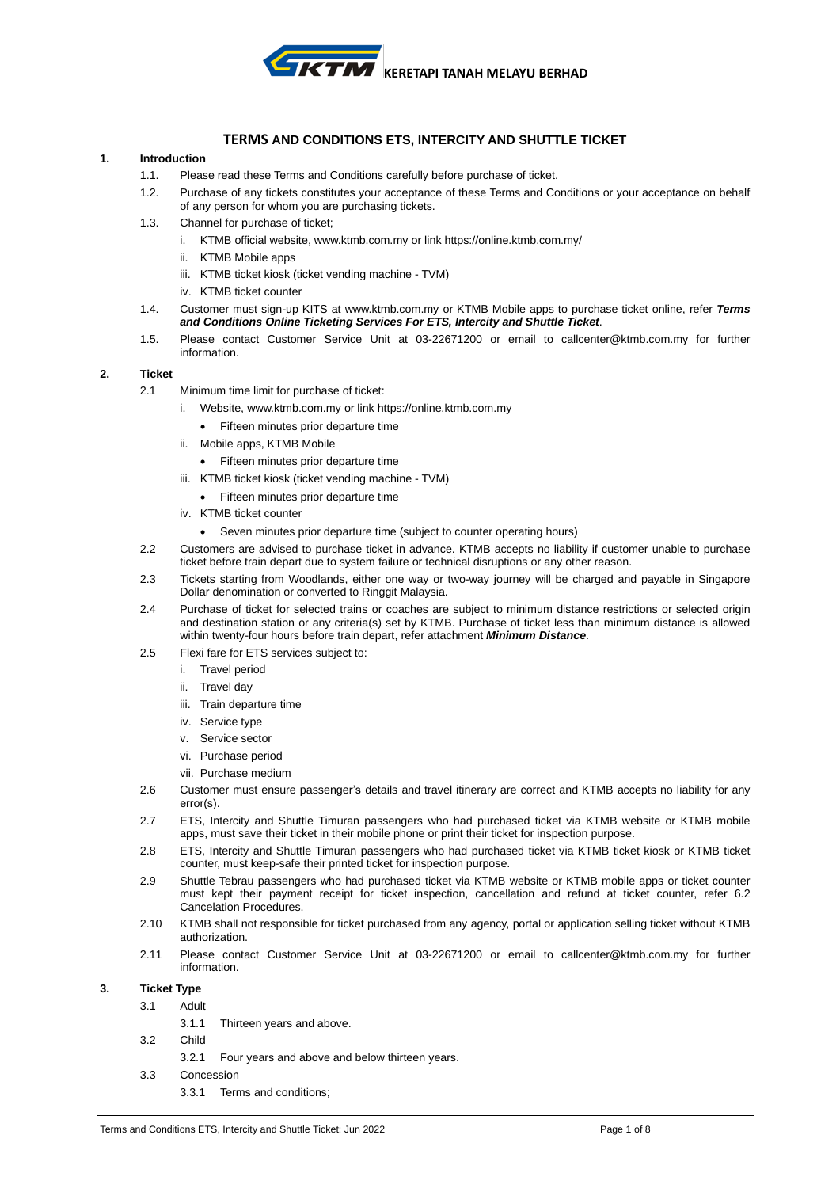KERETAPI TANAH MELAYU BERHAD

# TERMS AND CONDITIONS ETS, INTERCITY AND SHUTTLE TICKET

## 1. Introduction

1.1. Please read these Terms and Conditions carefully before purchase of ticket.

1.2. Purchase of any tickets constitutes your acceptance of these Terms and Conditions or your acceptance on behalf of any person for whom you are purchasing tickets.

1.3. Channel for purchase of ticket;

- i. KTMB official website, www.ktmb.com.my or link https://online.ktmb.com.my/
- ii. KTMB Mobile apps
- iii. KTMB ticket kiosk (ticket vending machine - TVM)
- iv. KTMB ticket counter

1.4. Customer must sign-up KITS at www.ktmb.com.my or KTMB Mobile apps to purchase ticket online, refer ***Terms and Conditions Online Ticketing Services For ETS, Intercity and Shuttle Ticket***.

1.5. Please contact Customer Service Unit at 03-22671200 or email to callcenter@ktmb.com.my for further information.

## 2. Ticket

2.1 Minimum time limit for purchase of ticket:

- i. Website, www.ktmb.com.my or link https://online.ktmb.com.my
  - Fifteen minutes prior departure time
- ii. Mobile apps, KTMB Mobile
  - Fifteen minutes prior departure time
- iii. KTMB ticket kiosk (ticket vending machine - TVM)
  - Fifteen minutes prior departure time
- iv. KTMB ticket counter
  - Seven minutes prior departure time (subject to counter operating hours)

2.2 Customers are advised to purchase ticket in advance. KTMB accepts no liability if customer unable to purchase ticket before train depart due to system failure or technical disruptions or any other reason.

2.3 Tickets starting from Woodlands, either one way or two-way journey will be charged and payable in Singapore Dollar denomination or converted to Ringgit Malaysia.

2.4 Purchase of ticket for selected trains or coaches are subject to minimum distance restrictions or selected origin and destination station or any criteria(s) set by KTMB. Purchase of ticket less than minimum distance is allowed within twenty-four hours before train depart, refer attachment ***Minimum Distance***.

2.5 Flexi fare for ETS services subject to:

- i. Travel period
- ii. Travel day
- iii. Train departure time
- iv. Service type
- v. Service sector
- vi. Purchase period
- vii. Purchase medium

2.6 Customer must ensure passenger's details and travel itinerary are correct and KTMB accepts no liability for any error(s).

2.7 ETS, Intercity and Shuttle Timuran passengers who had purchased ticket via KTMB website or KTMB mobile apps, must save their ticket in their mobile phone or print their ticket for inspection purpose.

2.8 ETS, Intercity and Shuttle Timuran passengers who had purchased ticket via KTMB ticket kiosk or KTMB ticket counter, must keep-safe their printed ticket for inspection purpose.

2.9 Shuttle Tebrau passengers who had purchased ticket via KTMB website or KTMB mobile apps or ticket counter must kept their payment receipt for ticket inspection, cancellation and refund at ticket counter, refer 6.2 Cancelation Procedures.

2.10 KTMB shall not responsible for ticket purchased from any agency, portal or application selling ticket without KTMB authorization.

2.11 Please contact Customer Service Unit at 03-22671200 or email to callcenter@ktmb.com.my for further information.

## 3. Ticket Type

3.1 Adult

3.1.1 Thirteen years and above.

3.2 Child

3.2.1 Four years and above and below thirteen years.

3.3 Concession

3.3.1 Terms and conditions;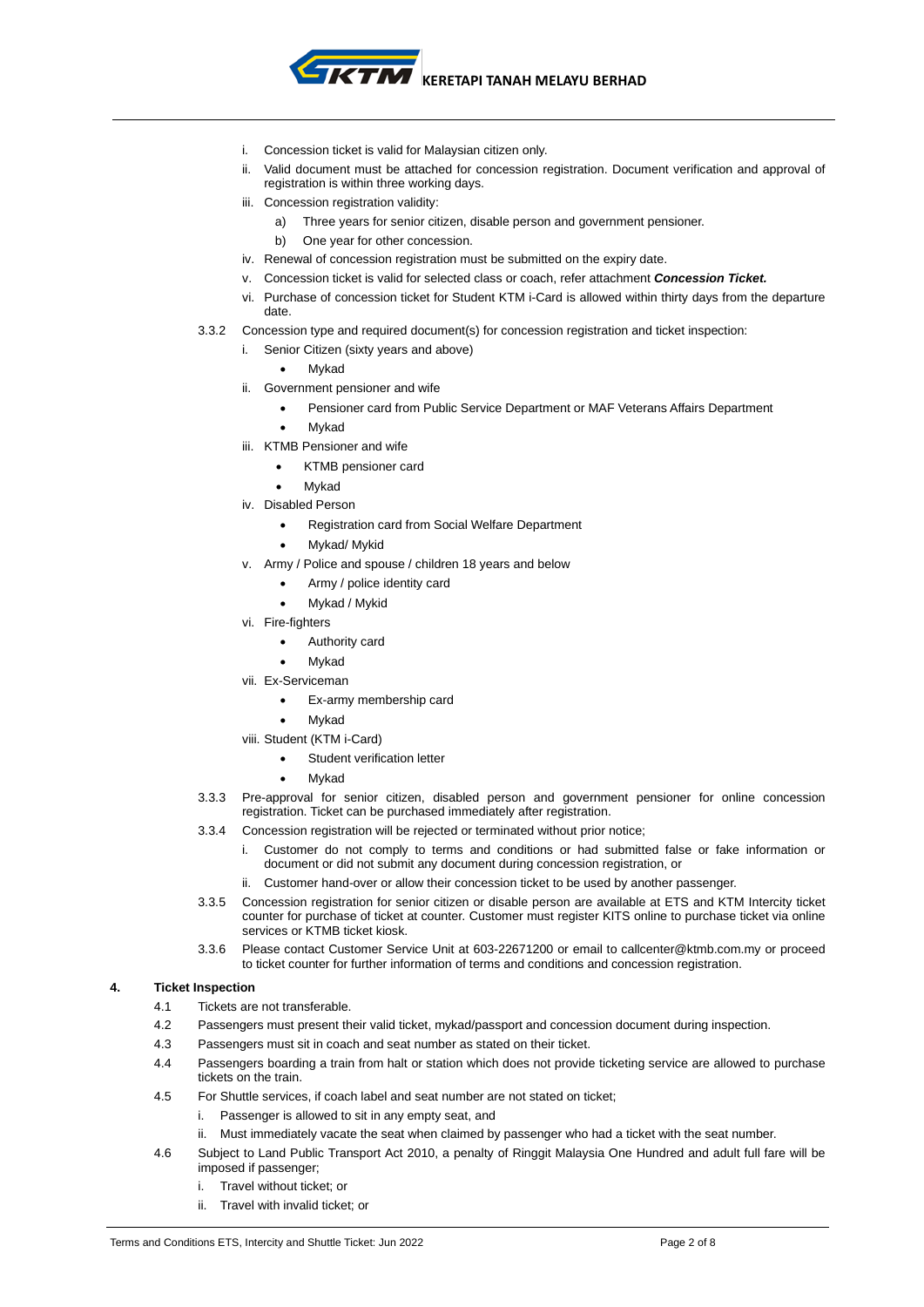i. Concession ticket is valid for Malaysian citizen only.

ii. Valid document must be attached for concession registration. Document verification and approval of registration is within three working days.

iii. Concession registration validity:

  a) Three years for senior citizen, disable person and government pensioner.

  b) One year for other concession.

iv. Renewal of concession registration must be submitted on the expiry date.

v. Concession ticket is valid for selected class or coach, refer attachment ***Concession Ticket.***

vi. Purchase of concession ticket for Student KTM i-Card is allowed within thirty days from the departure date.

3.3.2 Concession type and required document(s) for concession registration and ticket inspection:

i. Senior Citizen (sixty years and above)
- Mykad

ii. Government pensioner and wife
- Pensioner card from Public Service Department or MAF Veterans Affairs Department
- Mykad

iii. KTMB Pensioner and wife
- KTMB pensioner card
- Mykad

iv. Disabled Person
- Registration card from Social Welfare Department
- Mykad/ Mykid

v. Army / Police and spouse / children 18 years and below
- Army / police identity card
- Mykad / Mykid

vi. Fire-fighters
- Authority card
- Mykad

vii. Ex-Serviceman
- Ex-army membership card
- Mykad

viii. Student (KTM i-Card)
- Student verification letter
- Mykad

3.3.3 Pre-approval for senior citizen, disabled person and government pensioner for online concession registration. Ticket can be purchased immediately after registration.

3.3.4 Concession registration will be rejected or terminated without prior notice;

i. Customer do not comply to terms and conditions or had submitted false or fake information or document or did not submit any document during concession registration, or

ii. Customer hand-over or allow their concession ticket to be used by another passenger.

3.3.5 Concession registration for senior citizen or disable person are available at ETS and KTM Intercity ticket counter for purchase of ticket at counter. Customer must register KITS online to purchase ticket via online services or KTMB ticket kiosk.

3.3.6 Please contact Customer Service Unit at 603-22671200 or email to callcenter@ktmb.com.my or proceed to ticket counter for further information of terms and conditions and concession registration.

## 4. Ticket Inspection

4.1 Tickets are not transferable.

4.2 Passengers must present their valid ticket, mykad/passport and concession document during inspection.

4.3 Passengers must sit in coach and seat number as stated on their ticket.

4.4 Passengers boarding a train from halt or station which does not provide ticketing service are allowed to purchase tickets on the train.

4.5 For Shuttle services, if coach label and seat number are not stated on ticket;

i. Passenger is allowed to sit in any empty seat, and

ii. Must immediately vacate the seat when claimed by passenger who had a ticket with the seat number.

4.6 Subject to Land Public Transport Act 2010, a penalty of Ringgit Malaysia One Hundred and adult full fare will be imposed if passenger;

i. Travel without ticket; or

ii. Travel with invalid ticket; or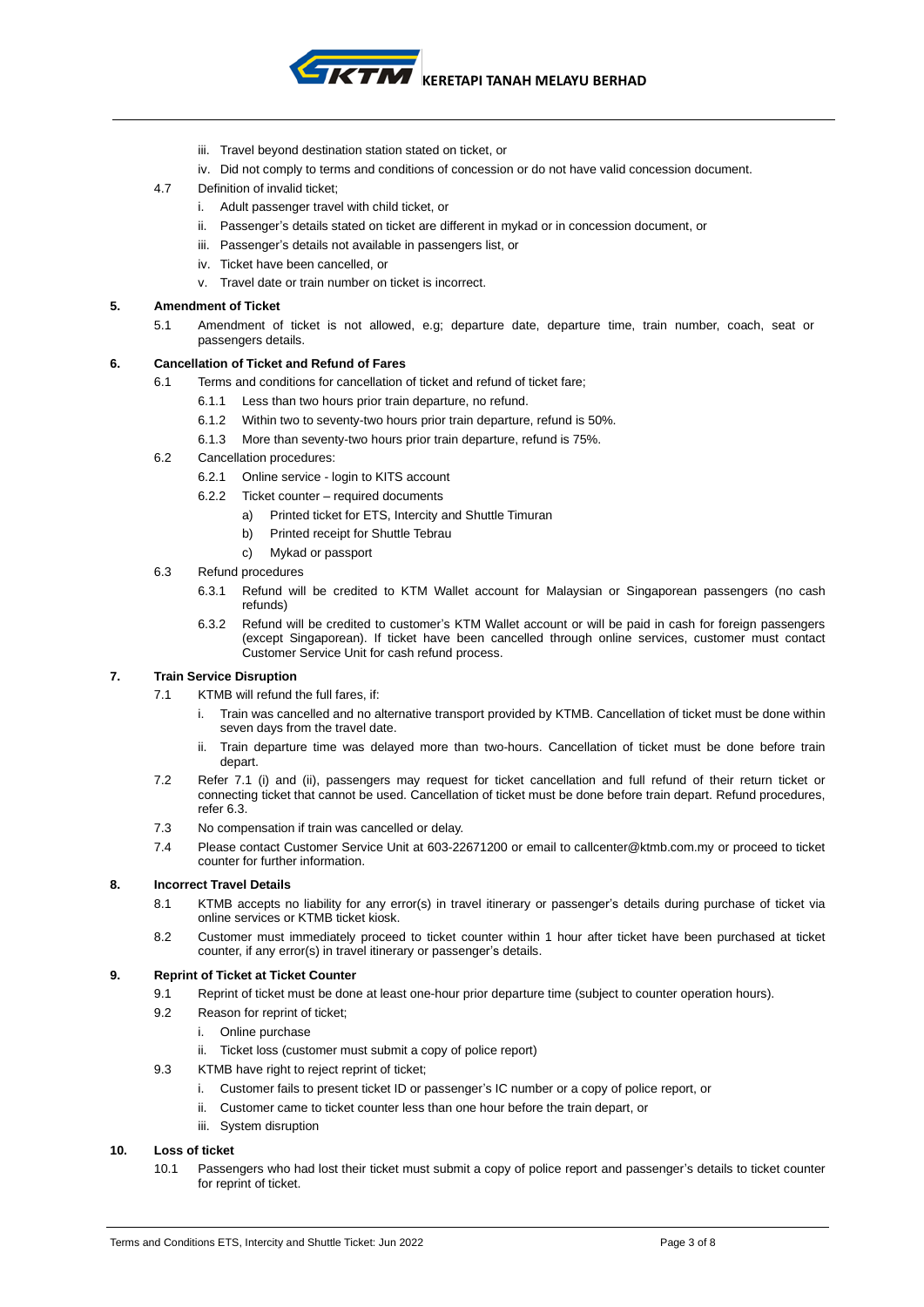iii. Travel beyond destination station stated on ticket, or

iv. Did not comply to terms and conditions of concession or do not have valid concession document.

4.7 Definition of invalid ticket;

i. Adult passenger travel with child ticket, or

ii. Passenger's details stated on ticket are different in mykad or in concession document, or

iii. Passenger's details not available in passengers list, or

iv. Ticket have been cancelled, or

v. Travel date or train number on ticket is incorrect.

## 5. Amendment of Ticket

5.1 Amendment of ticket is not allowed, e.g; departure date, departure time, train number, coach, seat or passengers details.

## 6. Cancellation of Ticket and Refund of Fares

6.1 Terms and conditions for cancellation of ticket and refund of ticket fare;

6.1.1 Less than two hours prior train departure, no refund.

6.1.2 Within two to seventy-two hours prior train departure, refund is 50%.

6.1.3 More than seventy-two hours prior train departure, refund is 75%.

6.2 Cancellation procedures:

6.2.1 Online service - login to KITS account

6.2.2 Ticket counter – required documents

a) Printed ticket for ETS, Intercity and Shuttle Timuran

b) Printed receipt for Shuttle Tebrau

c) Mykad or passport

6.3 Refund procedures

6.3.1 Refund will be credited to KTM Wallet account for Malaysian or Singaporean passengers (no cash refunds)

6.3.2 Refund will be credited to customer's KTM Wallet account or will be paid in cash for foreign passengers (except Singaporean). If ticket have been cancelled through online services, customer must contact Customer Service Unit for cash refund process.

## 7. Train Service Disruption

7.1 KTMB will refund the full fares, if:

i. Train was cancelled and no alternative transport provided by KTMB. Cancellation of ticket must be done within seven days from the travel date.

ii. Train departure time was delayed more than two-hours. Cancellation of ticket must be done before train depart.

7.2 Refer 7.1 (i) and (ii), passengers may request for ticket cancellation and full refund of their return ticket or connecting ticket that cannot be used. Cancellation of ticket must be done before train depart. Refund procedures, refer 6.3.

7.3 No compensation if train was cancelled or delay.

7.4 Please contact Customer Service Unit at 603-22671200 or email to callcenter@ktmb.com.my or proceed to ticket counter for further information.

## 8. Incorrect Travel Details

8.1 KTMB accepts no liability for any error(s) in travel itinerary or passenger's details during purchase of ticket via online services or KTMB ticket kiosk.

8.2 Customer must immediately proceed to ticket counter within 1 hour after ticket have been purchased at ticket counter, if any error(s) in travel itinerary or passenger's details.

## 9. Reprint of Ticket at Ticket Counter

9.1 Reprint of ticket must be done at least one-hour prior departure time (subject to counter operation hours).

9.2 Reason for reprint of ticket;

i. Online purchase

ii. Ticket loss (customer must submit a copy of police report)

9.3 KTMB have right to reject reprint of ticket;

i. Customer fails to present ticket ID or passenger's IC number or a copy of police report, or

ii. Customer came to ticket counter less than one hour before the train depart, or

iii. System disruption

## 10. Loss of ticket

10.1 Passengers who had lost their ticket must submit a copy of police report and passenger's details to ticket counter for reprint of ticket.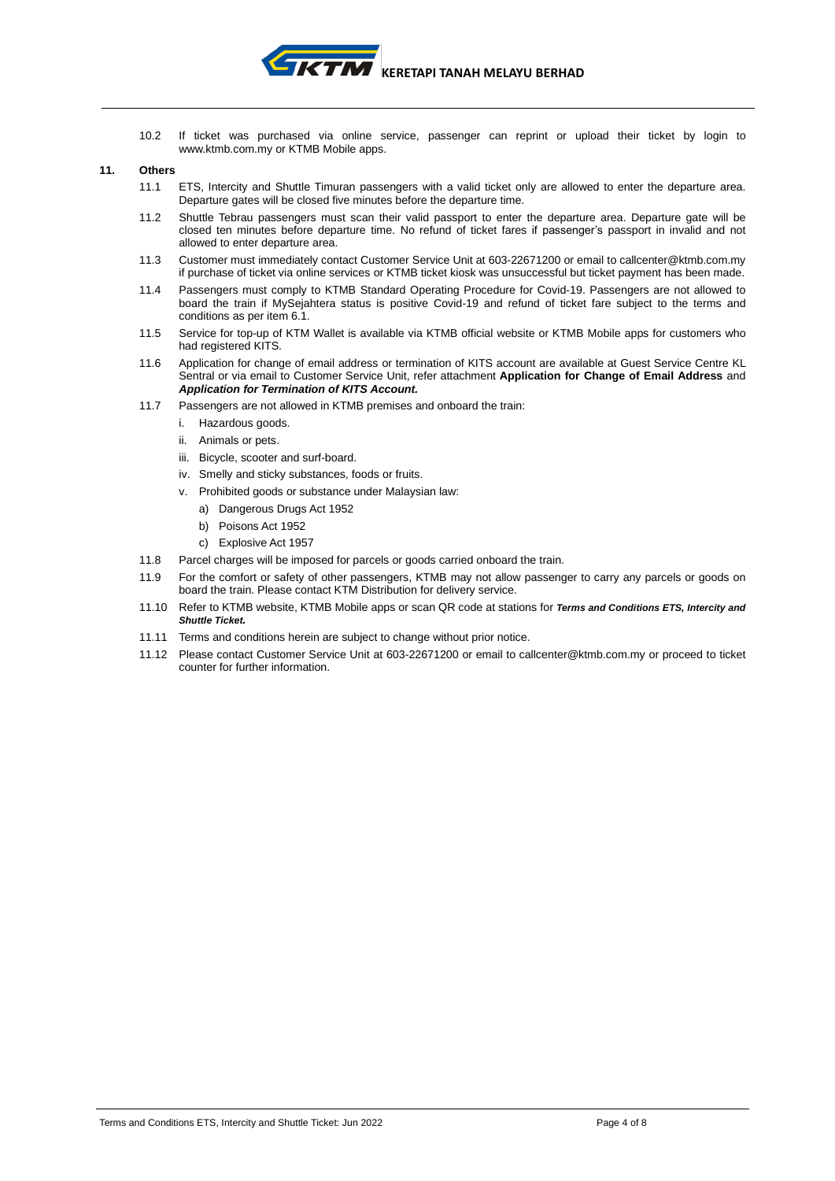10.2 If ticket was purchased via online service, passenger can reprint or upload their ticket by login to www.ktmb.com.my or KTMB Mobile apps.

## 11. Others

11.1 ETS, Intercity and Shuttle Timuran passengers with a valid ticket only are allowed to enter the departure area. Departure gates will be closed five minutes before the departure time.

11.2 Shuttle Tebrau passengers must scan their valid passport to enter the departure area. Departure gate will be closed ten minutes before departure time. No refund of ticket fares if passenger's passport in invalid and not allowed to enter departure area.

11.3 Customer must immediately contact Customer Service Unit at 603-22671200 or email to callcenter@ktmb.com.my if purchase of ticket via online services or KTMB ticket kiosk was unsuccessful but ticket payment has been made.

11.4 Passengers must comply to KTMB Standard Operating Procedure for Covid-19. Passengers are not allowed to board the train if MySejahtera status is positive Covid-19 and refund of ticket fare subject to the terms and conditions as per item 6.1.

11.5 Service for top-up of KTM Wallet is available via KTMB official website or KTMB Mobile apps for customers who had registered KITS.

11.6 Application for change of email address or termination of KITS account are available at Guest Service Centre KL Sentral or via email to Customer Service Unit, refer attachment **Application for Change of Email Address** and ***Application for Termination of KITS Account.***

11.7 Passengers are not allowed in KTMB premises and onboard the train:

i. Hazardous goods.
ii. Animals or pets.
iii. Bicycle, scooter and surf-board.
iv. Smelly and sticky substances, foods or fruits.
v. Prohibited goods or substance under Malaysian law:
   a) Dangerous Drugs Act 1952
   b) Poisons Act 1952
   c) Explosive Act 1957

11.8 Parcel charges will be imposed for parcels or goods carried onboard the train.

11.9 For the comfort or safety of other passengers, KTMB may not allow passenger to carry any parcels or goods on board the train. Please contact KTM Distribution for delivery service.

11.10 Refer to KTMB website, KTMB Mobile apps or scan QR code at stations for ***Terms and Conditions ETS, Intercity and Shuttle Ticket.***

11.11 Terms and conditions herein are subject to change without prior notice.

11.12 Please contact Customer Service Unit at 603-22671200 or email to callcenter@ktmb.com.my or proceed to ticket counter for further information.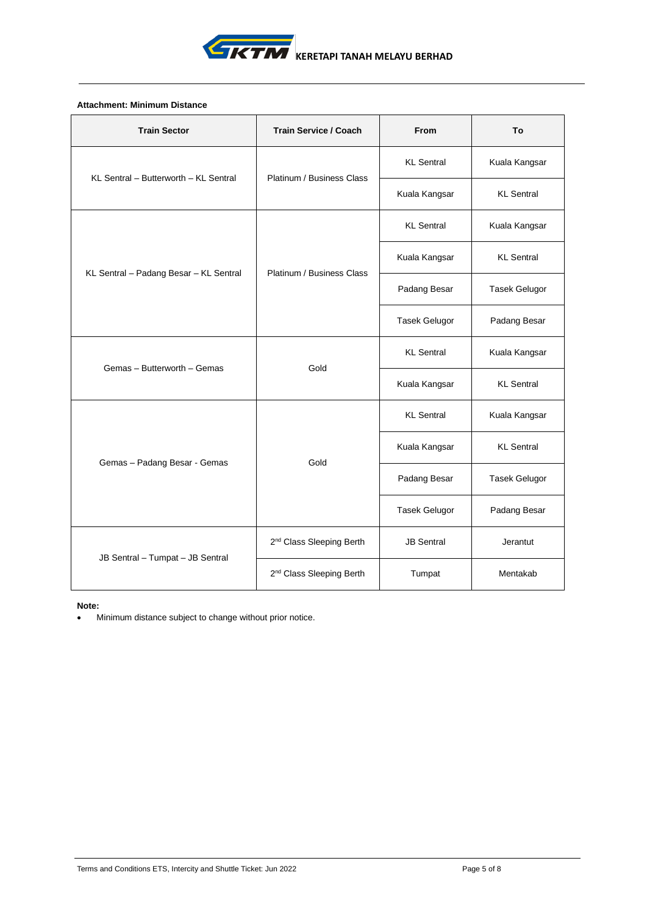**Attachment: Minimum Distance**

| Train Sector | Train Service / Coach | From | To |
|---|---|---|---|
| KL Sentral – Butterworth – KL Sentral | Platinum / Business Class | KL Sentral | Kuala Kangsar |
| | | Kuala Kangsar | KL Sentral |
| KL Sentral – Padang Besar – KL Sentral | Platinum / Business Class | KL Sentral | Kuala Kangsar |
| | | Kuala Kangsar | KL Sentral |
| | | Padang Besar | Tasek Gelugor |
| | | Tasek Gelugor | Padang Besar |
| Gemas – Butterworth – Gemas | Gold | KL Sentral | Kuala Kangsar |
| | | Kuala Kangsar | KL Sentral |
| Gemas – Padang Besar - Gemas | Gold | KL Sentral | Kuala Kangsar |
| | | Kuala Kangsar | KL Sentral |
| | | Padang Besar | Tasek Gelugor |
| | | Tasek Gelugor | Padang Besar |
| JB Sentral – Tumpat – JB Sentral | 2nd Class Sleeping Berth | JB Sentral | Jerantut |
| | 2nd Class Sleeping Berth | Tumpat | Mentakab |

**Note:**

- Minimum distance subject to change without prior notice.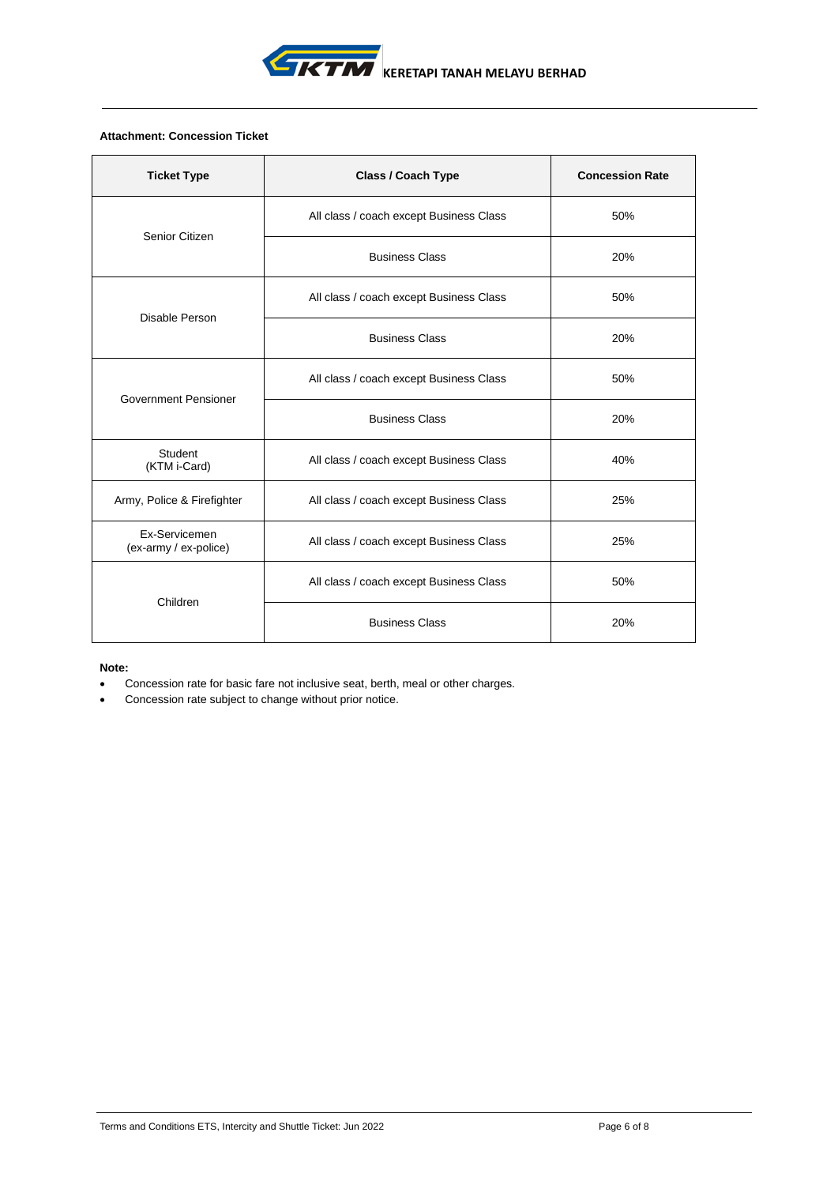**Attachment: Concession Ticket**

| Ticket Type | Class / Coach Type | Concession Rate |
|---|---|---|
| Senior Citizen | All class / coach except Business Class | 50% |
| | Business Class | 20% |
| Disable Person | All class / coach except Business Class | 50% |
| | Business Class | 20% |
| Government Pensioner | All class / coach except Business Class | 50% |
| | Business Class | 20% |
| Student (KTM i-Card) | All class / coach except Business Class | 40% |
| Army, Police & Firefighter | All class / coach except Business Class | 25% |
| Ex-Servicemen (ex-army / ex-police) | All class / coach except Business Class | 25% |
| Children | All class / coach except Business Class | 50% |
| | Business Class | 20% |

**Note:**

- Concession rate for basic fare not inclusive seat, berth, meal or other charges.
- Concession rate subject to change without prior notice.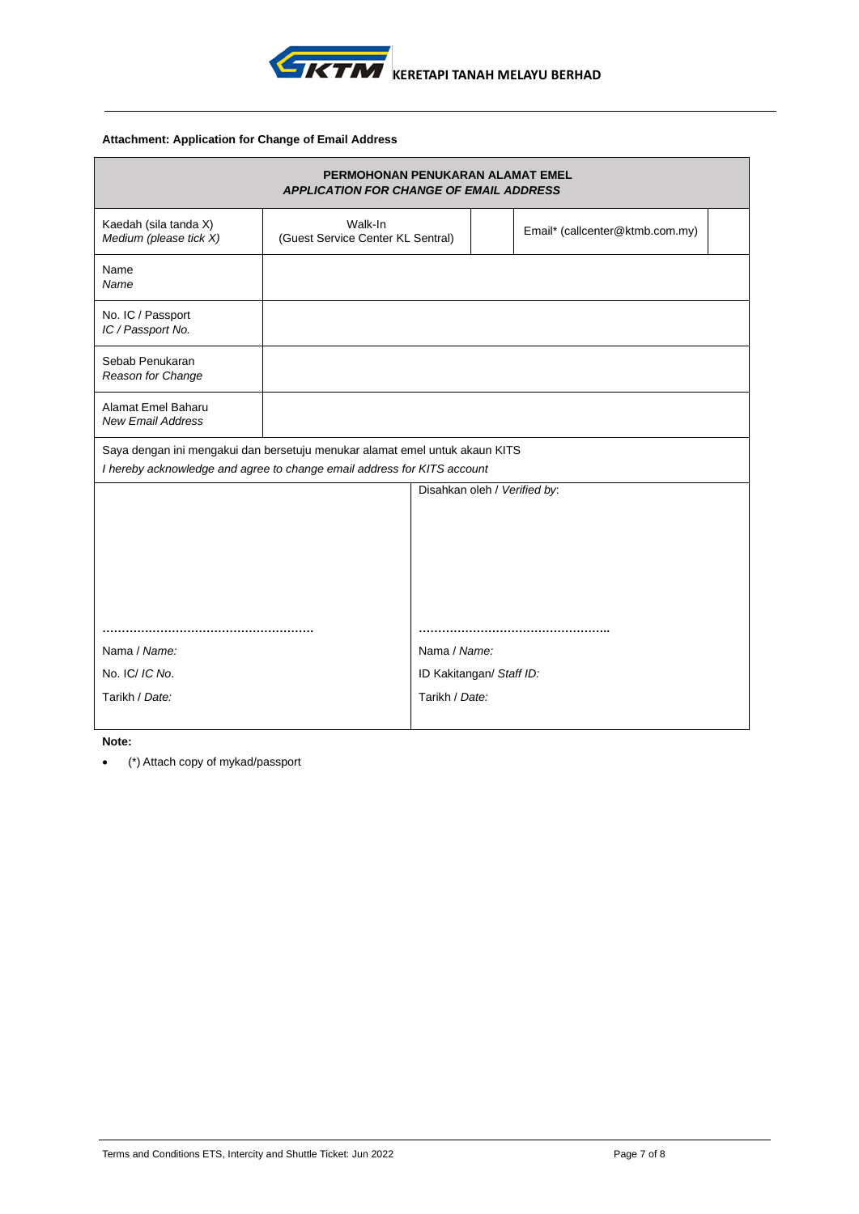**KERETAPI TANAH MELAYU BERHAD**

**Attachment: Application for Change of Email Address**

| **PERMOHONAN PENUKARAN ALAMAT EMEL** *APPLICATION FOR CHANGE OF EMAIL ADDRESS* | | | | |
|---|---|---|---|---|
| Kaedah (sila tanda X) *Medium (please tick X)* | Walk-In (Guest Service Center KL Sentral) | | Email* (callcenter@ktmb.com.my) | |
| Name *Name* | | | | |
| No. IC / Passport *IC / Passport No.* | | | | |
| Sebab Penukaran *Reason for Change* | | | | |
| Alamat Emel Baharu *New Email Address* | | | | |
| Saya dengan ini mengakui dan bersetuju menukar alamat emel untuk akaun KITS *I hereby acknowledge and agree to change email address for KITS account* | | | | |

| | Disahkan oleh / *Verified by*: |
|---|---|
| ……………………………………………. | ………………………………………….. |
| Nama / *Name:* | Nama / *Name:* |
| No. IC/ *IC No*. | ID Kakitangan/ *Staff ID:* |
| Tarikh / *Date:* | Tarikh / *Date:* |

**Note:**

- (*) Attach copy of mykad/passport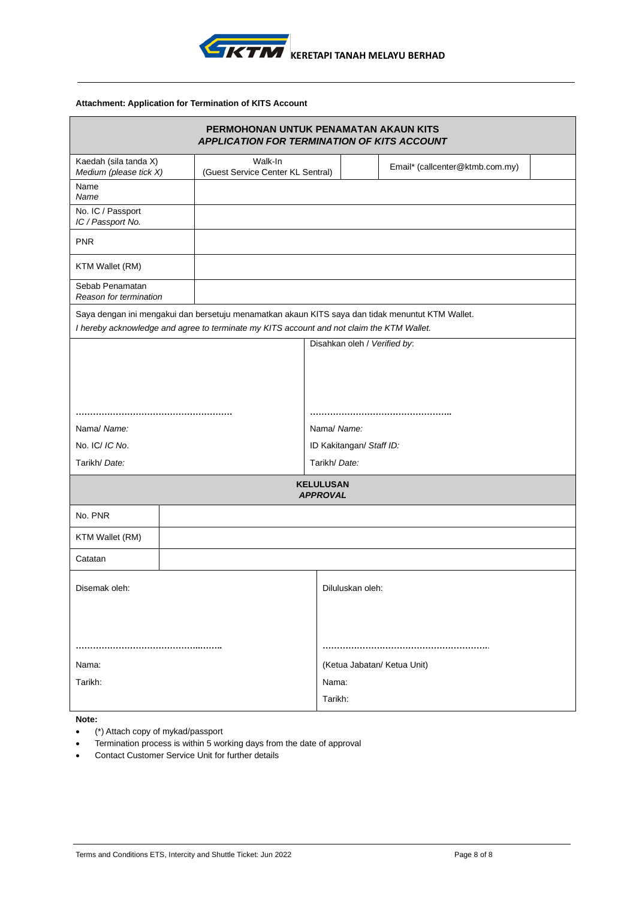KERETAPI TANAH MELAYU BERHAD

**Attachment: Application for Termination of KITS Account**

| **PERMOHONAN UNTUK PENAMATAN AKAUN KITS** *APPLICATION FOR TERMINATION OF KITS ACCOUNT* | | | | |
|---|---|---|---|---|
| Kaedah (sila tanda X) *Medium (please tick X)* | Walk-In (Guest Service Center KL Sentral) | | Email* (callcenter@ktmb.com.my) | |
| Name *Name* | | | | |
| No. IC / Passport *IC / Passport No.* | | | | |
| PNR | | | | |
| KTM Wallet (RM) | | | | |
| Sebab Penamatan *Reason for termination* | | | | |

Saya dengan ini mengakui dan bersetuju menamatkan akaun KITS saya dan tidak menuntut KTM Wallet.
*I hereby acknowledge and agree to terminate my KITS account and not claim the KTM Wallet.*

| | Disahkan oleh / *Verified by*: |
|---|---|
| ……………………………………………… | ………………………………………….. |
| Nama/ *Name:* | Nama/ *Name:* |
| No. IC/ *IC No.* | ID Kakitangan/ *Staff ID:* |
| Tarikh/ *Date:* | Tarikh/ *Date:* |

| **KELULUSAN** *APPROVAL* | |
|---|---|
| No. PNR | |
| KTM Wallet (RM) | |
| Catatan | |

| Disemak oleh: | Diluluskan oleh: |
|---|---|
| ……………………………………….…….. | …………………………………………………. |
| Nama: | (Ketua Jabatan/ Ketua Unit) |
| Tarikh: | Nama: |
| | Tarikh: |

**Note:**

- (*) Attach copy of mykad/passport
- Termination process is within 5 working days from the date of approval
- Contact Customer Service Unit for further details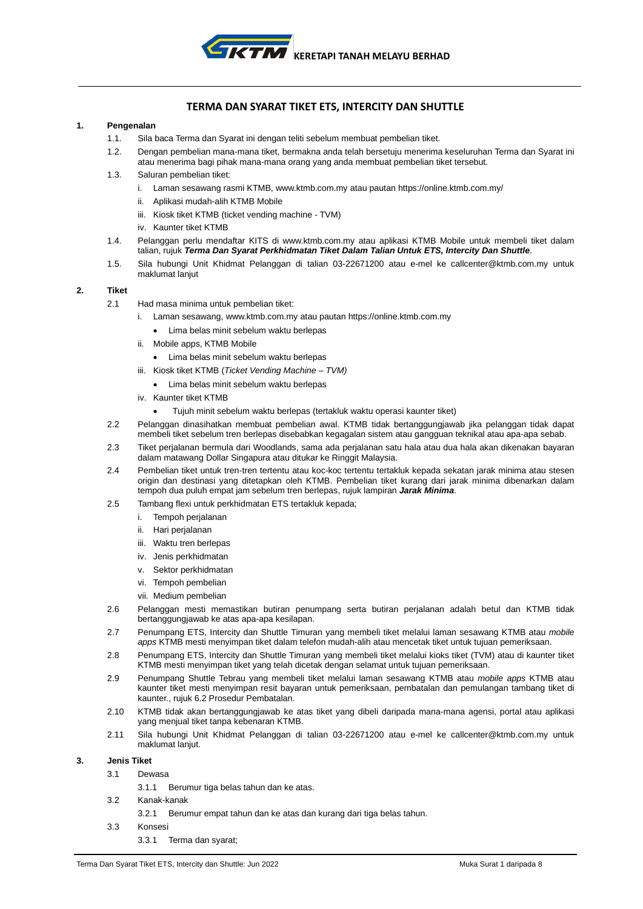**KERETAPI TANAH MELAYU BERHAD**

# TERMA DAN SYARAT TIKET ETS, INTERCITY DAN SHUTTLE

## 1. Pengenalan

1.1. Sila baca Terma dan Syarat ini dengan teliti sebelum membuat pembelian tiket.

1.2. Dengan pembelian mana-mana tiket, bermakna anda telah bersetuju menerima keseluruhan Terma dan Syarat ini atau menerima bagi pihak mana-mana orang yang anda membuat pembelian tiket tersebut.

1.3. Saluran pembelian tiket:

- i. Laman sesawang rasmi KTMB, www.ktmb.com.my atau pautan https://online.ktmb.com.my/
- ii. Aplikasi mudah-alih KTMB Mobile
- iii. Kiosk tiket KTMB (ticket vending machine - TVM)
- iv. Kaunter tiket KTMB

1.4. Pelanggan perlu mendaftar KITS di www.ktmb.com.my atau aplikasi KTMB Mobile untuk membeli tiket dalam talian, rujuk ***Terma Dan Syarat Perkhidmatan Tiket Dalam Talian Untuk ETS, Intercity Dan Shuttle***.

1.5. Sila hubungi Unit Khidmat Pelanggan di talian 03-22671200 atau e-mel ke callcenter@ktmb.com.my untuk maklumat lanjut

## 2. Tiket

2.1 Had masa minima untuk pembelian tiket:

- i. Laman sesawang, www.ktmb.com.my atau pautan https://online.ktmb.com.my
  - Lima belas minit sebelum waktu berlepas
- ii. Mobile apps, KTMB Mobile
  - Lima belas minit sebelum waktu berlepas
- iii. Kiosk tiket KTMB (*Ticket Vending Machine – TVM)*
  - Lima belas minit sebelum waktu berlepas
- iv. Kaunter tiket KTMB
  - Tujuh minit sebelum waktu berlepas (tertakluk waktu operasi kaunter tiket)

2.2 Pelanggan dinasihatkan membuat pembelian awal. KTMB tidak bertanggungjawab jika pelanggan tidak dapat membeli tiket sebelum tren berlepas disebabkan kegagalan sistem atau gangguan teknikal atau apa-apa sebab.

2.3 Tiket perjalanan bermula dari Woodlands, sama ada perjalanan satu hala atau dua hala akan dikenakan bayaran dalam matawang Dollar Singapura atau ditukar ke Ringgit Malaysia.

2.4 Pembelian tiket untuk tren-tren tertentu atau koc-koc tertentu tertakluk kepada sekatan jarak minima atau stesen origin dan destinasi yang ditetapkan oleh KTMB. Pembelian tiket kurang dari jarak minima dibenarkan dalam tempoh dua puluh empat jam sebelum tren berlepas, rujuk lampiran ***Jarak Minima***.

2.5 Tambang flexi untuk perkhidmatan ETS tertakluk kepada;

- i. Tempoh perjalanan
- ii. Hari perjalanan
- iii. Waktu tren berlepas
- iv. Jenis perkhidmatan
- v. Sektor perkhidmatan
- vi. Tempoh pembelian
- vii. Medium pembelian

2.6 Pelanggan mesti memastikan butiran penumpang serta butiran perjalanan adalah betul dan KTMB tidak bertanggungjawab ke atas apa-apa kesilapan.

2.7 Penumpang ETS, Intercity dan Shuttle Timuran yang membeli tiket melalui laman sesawang KTMB atau *mobile apps* KTMB mesti menyimpan tiket dalam telefon mudah-alih atau mencetak tiket untuk tujuan pemeriksaan.

2.8 Penumpang ETS, Intercity dan Shuttle Timuran yang membeli tiket melalui kioks tiket (TVM) atau di kaunter tiket KTMB mesti menyimpan tiket yang telah dicetak dengan selamat untuk tujuan pemeriksaan.

2.9 Penumpang Shuttle Tebrau yang membeli tiket melalui laman sesawang KTMB atau *mobile apps* KTMB atau kaunter tiket mesti menyimpan resit bayaran untuk pemeriksaan, pembatalan dan pemulangan tambang tiket di kaunter., rujuk 6.2 Prosedur Pembatalan.

2.10 KTMB tidak akan bertanggungjawab ke atas tiket yang dibeli daripada mana-mana agensi, portal atau aplikasi yang menjual tiket tanpa kebenaran KTMB.

2.11 Sila hubungi Unit Khidmat Pelanggan di talian 03-22671200 atau e-mel ke callcenter@ktmb.com.my untuk maklumat lanjut.

## 3. Jenis Tiket

3.1 Dewasa

3.1.1 Berumur tiga belas tahun dan ke atas.

3.2 Kanak-kanak

3.2.1 Berumur empat tahun dan ke atas dan kurang dari tiga belas tahun.

3.3 Konsesi

3.3.1 Terma dan syarat;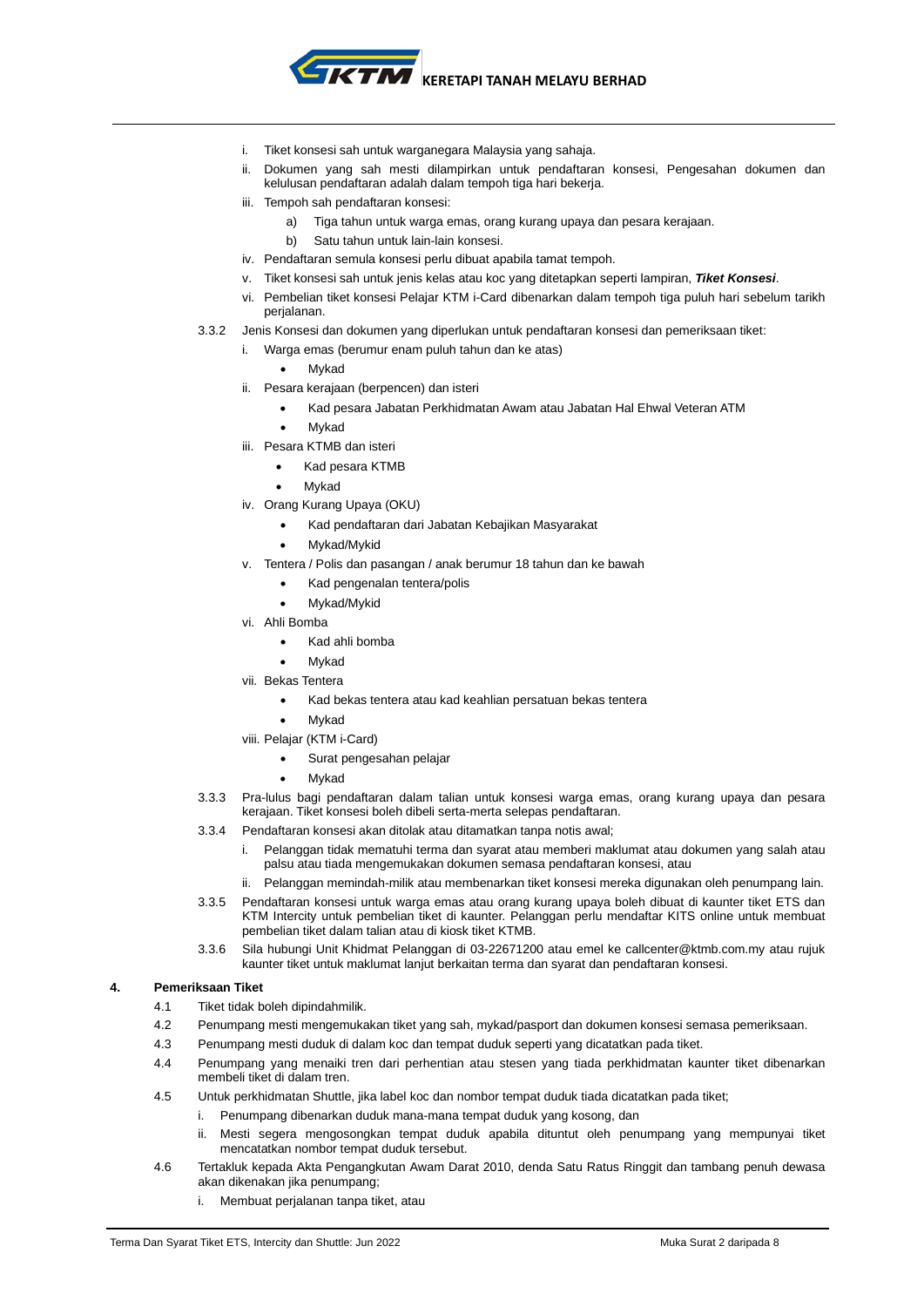i. Tiket konsesi sah untuk warganegara Malaysia yang sahaja.

ii. Dokumen yang sah mesti dilampirkan untuk pendaftaran konsesi, Pengesahan dokumen dan kelulusan pendaftaran adalah dalam tempoh tiga hari bekerja.

iii. Tempoh sah pendaftaran konsesi:

  a) Tiga tahun untuk warga emas, orang kurang upaya dan pesara kerajaan.

  b) Satu tahun untuk lain-lain konsesi.

iv. Pendaftaran semula konsesi perlu dibuat apabila tamat tempoh.

v. Tiket konsesi sah untuk jenis kelas atau koc yang ditetapkan seperti lampiran, ***Tiket Konsesi***.

vi. Pembelian tiket konsesi Pelajar KTM i-Card dibenarkan dalam tempoh tiga puluh hari sebelum tarikh perjalanan.

3.3.2 Jenis Konsesi dan dokumen yang diperlukan untuk pendaftaran konsesi dan pemeriksaan tiket:

i. Warga emas (berumur enam puluh tahun dan ke atas)
- Mykad

ii. Pesara kerajaan (berpencen) dan isteri
- Kad pesara Jabatan Perkhidmatan Awam atau Jabatan Hal Ehwal Veteran ATM
- Mykad

iii. Pesara KTMB dan isteri
- Kad pesara KTMB
- Mykad

iv. Orang Kurang Upaya (OKU)
- Kad pendaftaran dari Jabatan Kebajikan Masyarakat
- Mykad/Mykid

v. Tentera / Polis dan pasangan / anak berumur 18 tahun dan ke bawah
- Kad pengenalan tentera/polis
- Mykad/Mykid

vi. Ahli Bomba
- Kad ahli bomba
- Mykad

vii. Bekas Tentera
- Kad bekas tentera atau kad keahlian persatuan bekas tentera
- Mykad

viii. Pelajar (KTM i-Card)
- Surat pengesahan pelajar
- Mykad

3.3.3 Pra-lulus bagi pendaftaran dalam talian untuk konsesi warga emas, orang kurang upaya dan pesara kerajaan. Tiket konsesi boleh dibeli serta-merta selepas pendaftaran.

3.3.4 Pendaftaran konsesi akan ditolak atau ditamatkan tanpa notis awal;

i. Pelanggan tidak mematuhi terma dan syarat atau memberi maklumat atau dokumen yang salah atau palsu atau tiada mengemukakan dokumen semasa pendaftaran konsesi, atau

ii. Pelanggan memindah-milik atau membenarkan tiket konsesi mereka digunakan oleh penumpang lain.

3.3.5 Pendaftaran konsesi untuk warga emas atau orang kurang upaya boleh dibuat di kaunter tiket ETS dan KTM Intercity untuk pembelian tiket di kaunter. Pelanggan perlu mendaftar KITS online untuk membuat pembelian tiket dalam talian atau di kiosk tiket KTMB.

3.3.6 Sila hubungi Unit Khidmat Pelanggan di 03-22671200 atau emel ke callcenter@ktmb.com.my atau rujuk kaunter tiket untuk maklumat lanjut berkaitan terma dan syarat dan pendaftaran konsesi.

## 4. Pemeriksaan Tiket

4.1 Tiket tidak boleh dipindahmilik.

4.2 Penumpang mesti mengemukakan tiket yang sah, mykad/pasport dan dokumen konsesi semasa pemeriksaan.

4.3 Penumpang mesti duduk di dalam koc dan tempat duduk seperti yang dicatatkan pada tiket.

4.4 Penumpang yang menaiki tren dari perhentian atau stesen yang tiada perkhidmatan kaunter tiket dibenarkan membeli tiket di dalam tren.

4.5 Untuk perkhidmatan Shuttle, jika label koc dan nombor tempat duduk tiada dicatatkan pada tiket;

i. Penumpang dibenarkan duduk mana-mana tempat duduk yang kosong, dan

ii. Mesti segera mengosongkan tempat duduk apabila dituntut oleh penumpang yang mempunyai tiket mencatatkan nombor tempat duduk tersebut.

4.6 Tertakluk kepada Akta Pengangkutan Awam Darat 2010, denda Satu Ratus Ringgit dan tambang penuh dewasa akan dikenakan jika penumpang;

i. Membuat perjalanan tanpa tiket, atau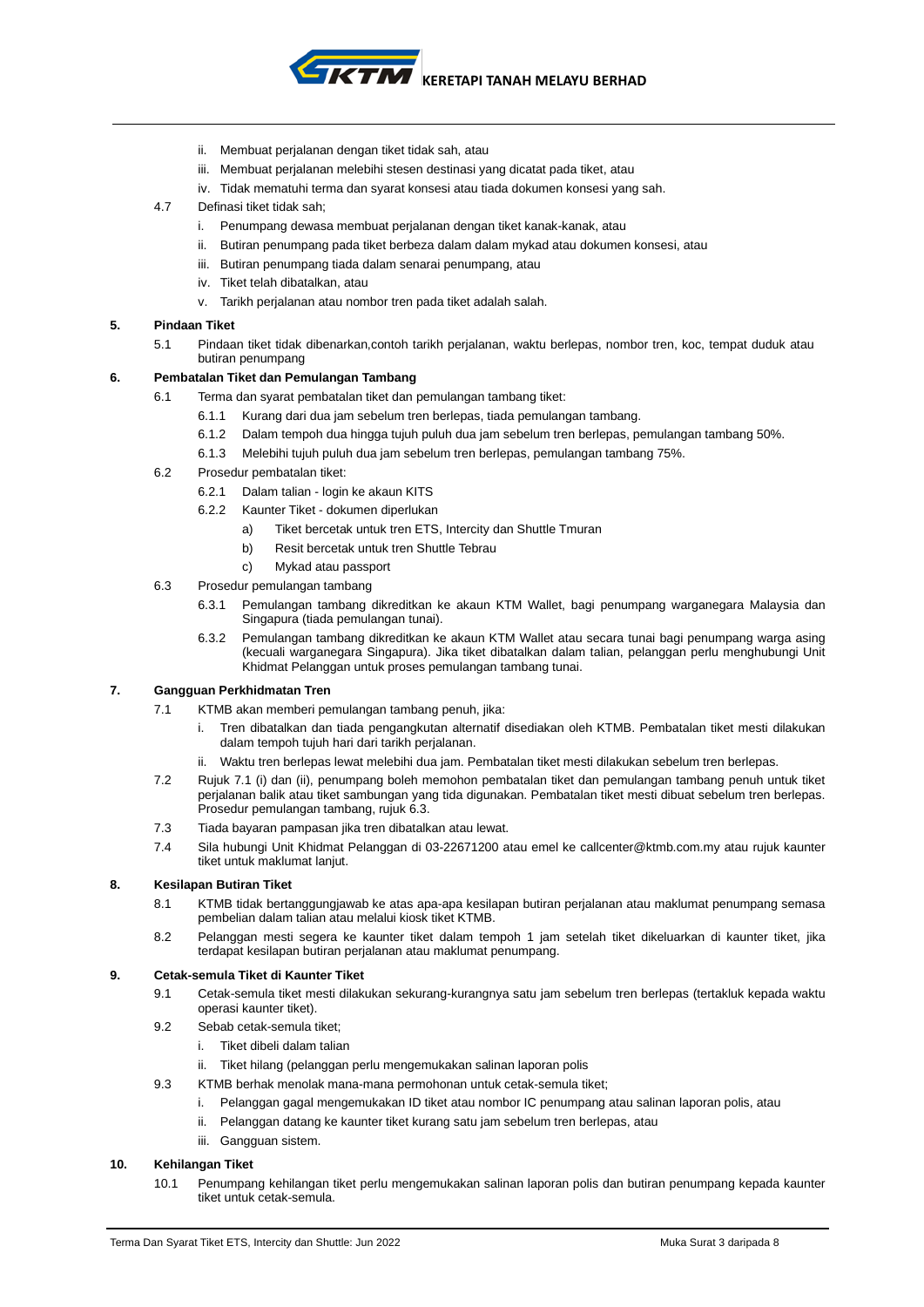ii. Membuat perjalanan dengan tiket tidak sah, atau

iii. Membuat perjalanan melebihi stesen destinasi yang dicatat pada tiket, atau

iv. Tidak mematuhi terma dan syarat konsesi atau tiada dokumen konsesi yang sah.

4.7 Definasi tiket tidak sah;

i. Penumpang dewasa membuat perjalanan dengan tiket kanak-kanak, atau

ii. Butiran penumpang pada tiket berbeza dalam dalam mykad atau dokumen konsesi, atau

iii. Butiran penumpang tiada dalam senarai penumpang, atau

iv. Tiket telah dibatalkan, atau

v. Tarikh perjalanan atau nombor tren pada tiket adalah salah.

## 5. Pindaan Tiket

5.1 Pindaan tiket tidak dibenarkan,contoh tarikh perjalanan, waktu berlepas, nombor tren, koc, tempat duduk atau butiran penumpang

## 6. Pembatalan Tiket dan Pemulangan Tambang

6.1 Terma dan syarat pembatalan tiket dan pemulangan tambang tiket:

6.1.1 Kurang dari dua jam sebelum tren berlepas, tiada pemulangan tambang.

6.1.2 Dalam tempoh dua hingga tujuh puluh dua jam sebelum tren berlepas, pemulangan tambang 50%.

6.1.3 Melebihi tujuh puluh dua jam sebelum tren berlepas, pemulangan tambang 75%.

6.2 Prosedur pembatalan tiket:

6.2.1 Dalam talian - login ke akaun KITS

6.2.2 Kaunter Tiket - dokumen diperlukan

a) Tiket bercetak untuk tren ETS, Intercity dan Shuttle Tmuran

b) Resit bercetak untuk tren Shuttle Tebrau

c) Mykad atau passport

6.3 Prosedur pemulangan tambang

6.3.1 Pemulangan tambang dikreditkan ke akaun KTM Wallet, bagi penumpang warganegara Malaysia dan Singapura (tiada pemulangan tunai).

6.3.2 Pemulangan tambang dikreditkan ke akaun KTM Wallet atau secara tunai bagi penumpang warga asing (kecuali warganegara Singapura). Jika tiket dibatalkan dalam talian, pelanggan perlu menghubungi Unit Khidmat Pelanggan untuk proses pemulangan tambang tunai.

## 7. Gangguan Perkhidmatan Tren

7.1 KTMB akan memberi pemulangan tambang penuh, jika:

i. Tren dibatalkan dan tiada pengangkutan alternatif disediakan oleh KTMB. Pembatalan tiket mesti dilakukan dalam tempoh tujuh hari dari tarikh perjalanan.

ii. Waktu tren berlepas lewat melebihi dua jam. Pembatalan tiket mesti dilakukan sebelum tren berlepas.

7.2 Rujuk 7.1 (i) dan (ii), penumpang boleh memohon pembatalan tiket dan pemulangan tambang penuh untuk tiket perjalanan balik atau tiket sambungan yang tida digunakan. Pembatalan tiket mesti dibuat sebelum tren berlepas. Prosedur pemulangan tambang, rujuk 6.3.

7.3 Tiada bayaran pampasan jika tren dibatalkan atau lewat.

7.4 Sila hubungi Unit Khidmat Pelanggan di 03-22671200 atau emel ke callcenter@ktmb.com.my atau rujuk kaunter tiket untuk maklumat lanjut.

## 8. Kesilapan Butiran Tiket

8.1 KTMB tidak bertanggungjawab ke atas apa-apa kesilapan butiran perjalanan atau maklumat penumpang semasa pembelian dalam talian atau melalui kiosk tiket KTMB.

8.2 Pelanggan mesti segera ke kaunter tiket dalam tempoh 1 jam setelah tiket dikeluarkan di kaunter tiket, jika terdapat kesilapan butiran perjalanan atau maklumat penumpang.

## 9. Cetak-semula Tiket di Kaunter Tiket

9.1 Cetak-semula tiket mesti dilakukan sekurang-kurangnya satu jam sebelum tren berlepas (tertakluk kepada waktu operasi kaunter tiket).

9.2 Sebab cetak-semula tiket;

i. Tiket dibeli dalam talian

ii. Tiket hilang (pelanggan perlu mengemukakan salinan laporan polis

9.3 KTMB berhak menolak mana-mana permohonan untuk cetak-semula tiket;

i. Pelanggan gagal mengemukakan ID tiket atau nombor IC penumpang atau salinan laporan polis, atau

ii. Pelanggan datang ke kaunter tiket kurang satu jam sebelum tren berlepas, atau

iii. Gangguan sistem.

## 10. Kehilangan Tiket

10.1 Penumpang kehilangan tiket perlu mengemukakan salinan laporan polis dan butiran penumpang kepada kaunter tiket untuk cetak-semula.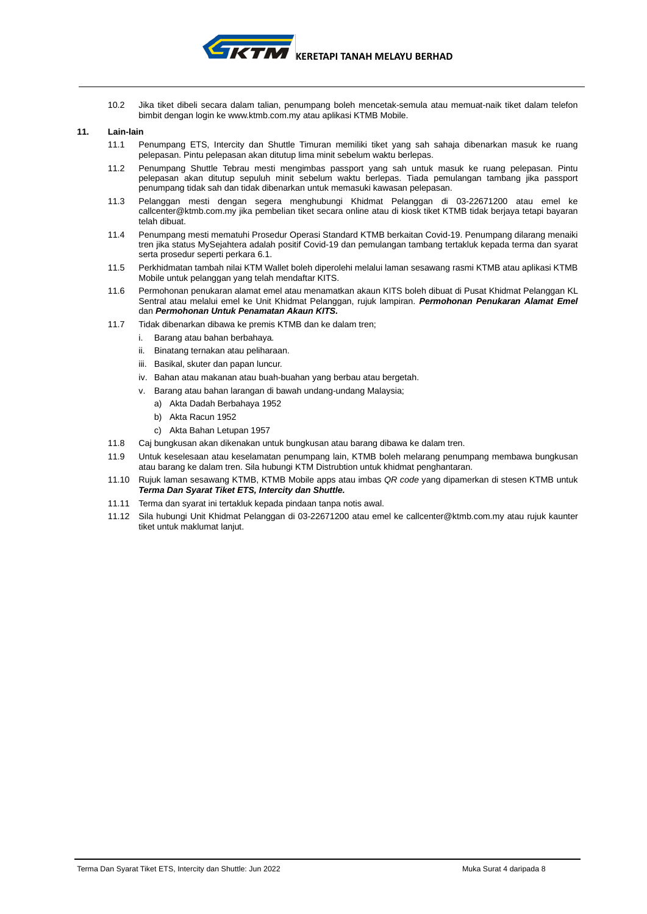10.2 Jika tiket dibeli secara dalam talian, penumpang boleh mencetak-semula atau memuat-naik tiket dalam telefon bimbit dengan login ke www.ktmb.com.my atau aplikasi KTMB Mobile.

**11. Lain-lain**

11.1 Penumpang ETS, Intercity dan Shuttle Timuran memiliki tiket yang sah sahaja dibenarkan masuk ke ruang pelepasan. Pintu pelepasan akan ditutup lima minit sebelum waktu berlepas.

11.2 Penumpang Shuttle Tebrau mesti mengimbas passport yang sah untuk masuk ke ruang pelepasan. Pintu pelepasan akan ditutup sepuluh minit sebelum waktu berlepas. Tiada pemulangan tambang jika passport penumpang tidak sah dan tidak dibenarkan untuk memasuki kawasan pelepasan.

11.3 Pelanggan mesti dengan segera menghubungi Khidmat Pelanggan di 03-22671200 atau emel ke callcenter@ktmb.com.my jika pembelian tiket secara online atau di kiosk tiket KTMB tidak berjaya tetapi bayaran telah dibuat.

11.4 Penumpang mesti mematuhi Prosedur Operasi Standard KTMB berkaitan Covid-19. Penumpang dilarang menaiki tren jika status MySejahtera adalah positif Covid-19 dan pemulangan tambang tertakluk kepada terma dan syarat serta prosedur seperti perkara 6.1.

11.5 Perkhidmatan tambah nilai KTM Wallet boleh diperolehi melalui laman sesawang rasmi KTMB atau aplikasi KTMB Mobile untuk pelanggan yang telah mendaftar KITS.

11.6 Permohonan penukaran alamat emel atau menamatkan akaun KITS boleh dibuat di Pusat Khidmat Pelanggan KL Sentral atau melalui emel ke Unit Khidmat Pelanggan, rujuk lampiran. ***Permohonan Penukaran Alamat Emel*** dan ***Permohonan Untuk Penamatan Akaun KITS.***

11.7 Tidak dibenarkan dibawa ke premis KTMB dan ke dalam tren;

i. Barang atau bahan berbahaya.
ii. Binatang ternakan atau peliharaan.
iii. Basikal, skuter dan papan luncur.
iv. Bahan atau makanan atau buah-buahan yang berbau atau bergetah.
v. Barang atau bahan larangan di bawah undang-undang Malaysia;
   a) Akta Dadah Berbahaya 1952
   b) Akta Racun 1952
   c) Akta Bahan Letupan 1957

11.8 Caj bungkusan akan dikenakan untuk bungkusan atau barang dibawa ke dalam tren.

11.9 Untuk keselesaan atau keselamatan penumpang lain, KTMB boleh melarang penumpang membawa bungkusan atau barang ke dalam tren. Sila hubungi KTM Distrubtion untuk khidmat penghantaran.

11.10 Rujuk laman sesawang KTMB, KTMB Mobile apps atau imbas *QR code* yang dipamerkan di stesen KTMB untuk ***Terma Dan Syarat Tiket ETS, Intercity dan Shuttle.***

11.11 Terma dan syarat ini tertakluk kepada pindaan tanpa notis awal.

11.12 Sila hubungi Unit Khidmat Pelanggan di 03-22671200 atau emel ke callcenter@ktmb.com.my atau rujuk kaunter tiket untuk maklumat lanjut.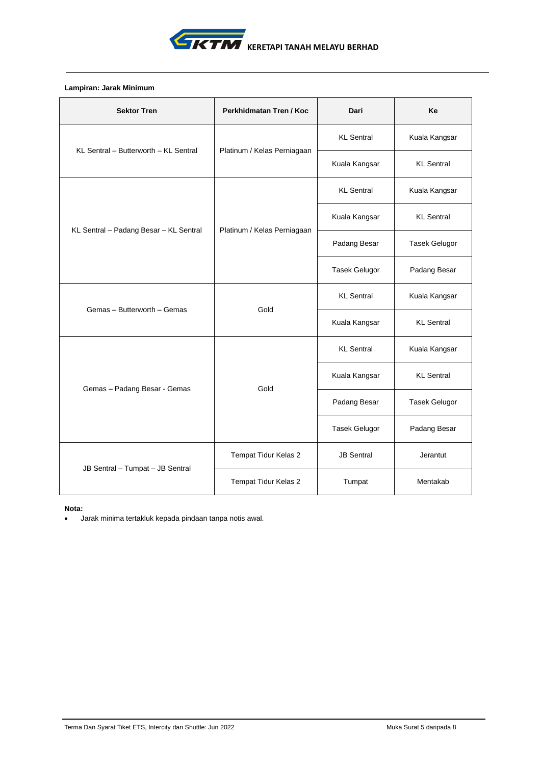**Lampiran: Jarak Minimum**

| Sektor Tren | Perkhidmatan Tren / Koc | Dari | Ke |
|---|---|---|---|
| KL Sentral – Butterworth – KL Sentral | Platinum / Kelas Perniagaan | KL Sentral | Kuala Kangsar |
| | | Kuala Kangsar | KL Sentral |
| KL Sentral – Padang Besar – KL Sentral | Platinum / Kelas Perniagaan | KL Sentral | Kuala Kangsar |
| | | Kuala Kangsar | KL Sentral |
| | | Padang Besar | Tasek Gelugor |
| | | Tasek Gelugor | Padang Besar |
| Gemas – Butterworth – Gemas | Gold | KL Sentral | Kuala Kangsar |
| | | Kuala Kangsar | KL Sentral |
| Gemas – Padang Besar - Gemas | Gold | KL Sentral | Kuala Kangsar |
| | | Kuala Kangsar | KL Sentral |
| | | Padang Besar | Tasek Gelugor |
| | | Tasek Gelugor | Padang Besar |
| JB Sentral – Tumpat – JB Sentral | Tempat Tidur Kelas 2 | JB Sentral | Jerantut |
| | Tempat Tidur Kelas 2 | Tumpat | Mentakab |

**Nota:**

- Jarak minima tertakluk kepada pindaan tanpa notis awal.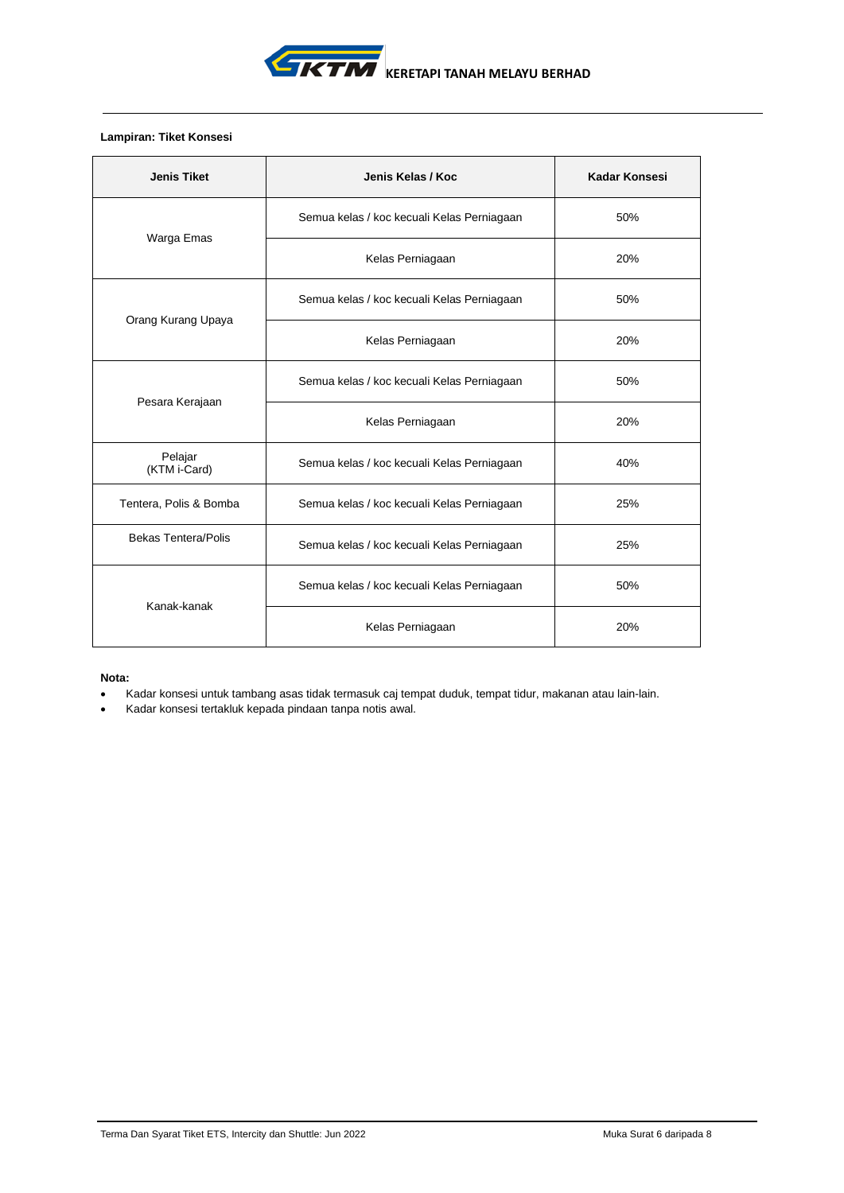**Lampiran: Tiket Konsesi**

| Jenis Tiket | Jenis Kelas / Koc | Kadar Konsesi |
|---|---|---|
| Warga Emas | Semua kelas / koc kecuali Kelas Perniagaan | 50% |
| | Kelas Perniagaan | 20% |
| Orang Kurang Upaya | Semua kelas / koc kecuali Kelas Perniagaan | 50% |
| | Kelas Perniagaan | 20% |
| Pesara Kerajaan | Semua kelas / koc kecuali Kelas Perniagaan | 50% |
| | Kelas Perniagaan | 20% |
| Pelajar (KTM i-Card) | Semua kelas / koc kecuali Kelas Perniagaan | 40% |
| Tentera, Polis & Bomba | Semua kelas / koc kecuali Kelas Perniagaan | 25% |
| Bekas Tentera/Polis | Semua kelas / koc kecuali Kelas Perniagaan | 25% |
| Kanak-kanak | Semua kelas / koc kecuali Kelas Perniagaan | 50% |
| | Kelas Perniagaan | 20% |

**Nota:**

- Kadar konsesi untuk tambang asas tidak termasuk caj tempat duduk, tempat tidur, makanan atau lain-lain.
- Kadar konsesi tertakluk kepada pindaan tanpa notis awal.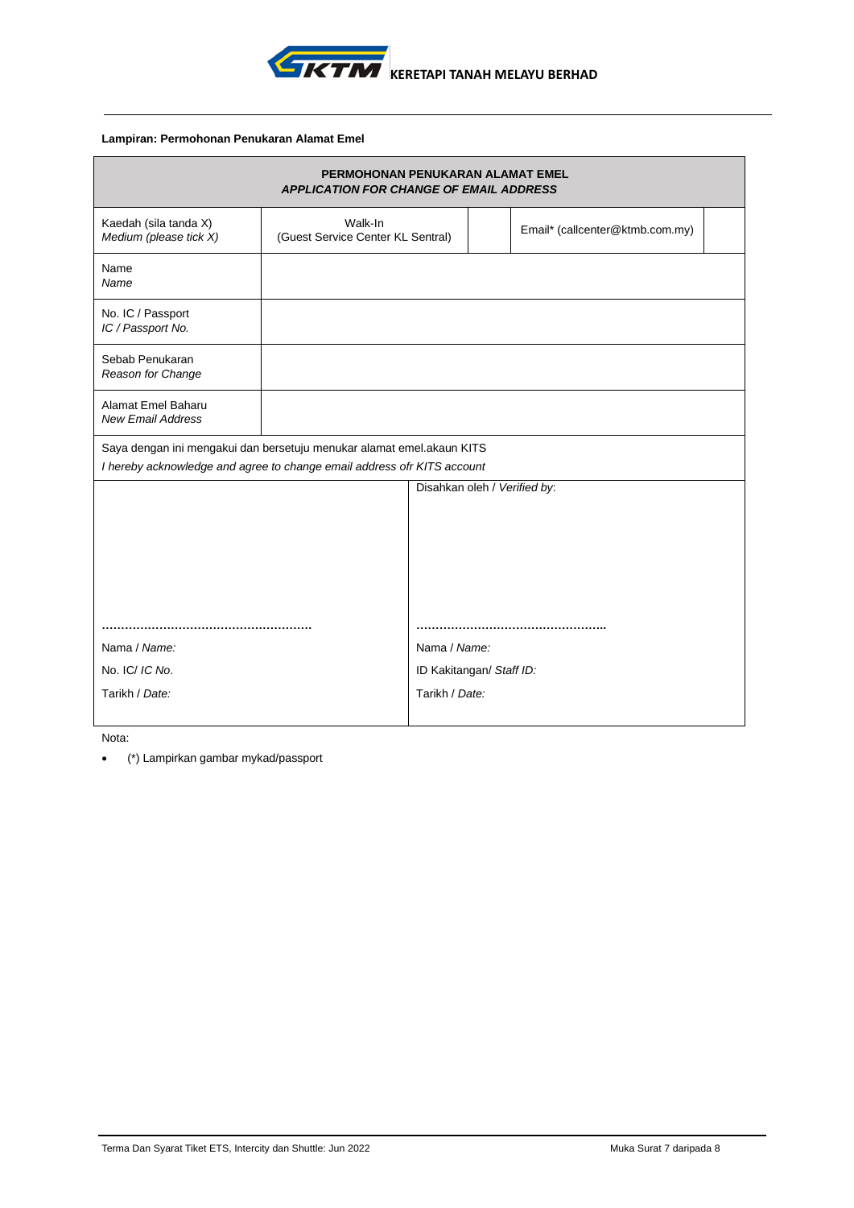**KERETAPI TANAH MELAYU BERHAD**

**Lampiran: Permohonan Penukaran Alamat Emel**

| **PERMOHONAN PENUKARAN ALAMAT EMEL** *APPLICATION FOR CHANGE OF EMAIL ADDRESS* | | | | |
|---|---|---|---|---|
| Kaedah (sila tanda X) *Medium (please tick X)* | Walk-In (Guest Service Center KL Sentral) | | Email* (callcenter@ktmb.com.my) | |
| Name *Name* | | | | |
| No. IC / Passport *IC / Passport No.* | | | | |
| Sebab Penukaran *Reason for Change* | | | | |
| Alamat Emel Baharu *New Email Address* | | | | |

Saya dengan ini mengakui dan bersetuju menukar alamat emel.akaun KITS
*I hereby acknowledge and agree to change email address ofr KITS account*

| | Disahkan oleh / *Verified by*: |
|---|---|
| ……………………………………………… | ………………………………………….. |
| Nama / *Name:* | Nama / *Name:* |
| No. IC/ *IC No*. | ID Kakitangan/ *Staff ID:* |
| Tarikh / *Date:* | Tarikh / *Date:* |

Nota:

- (*) Lampirkan gambar mykad/passport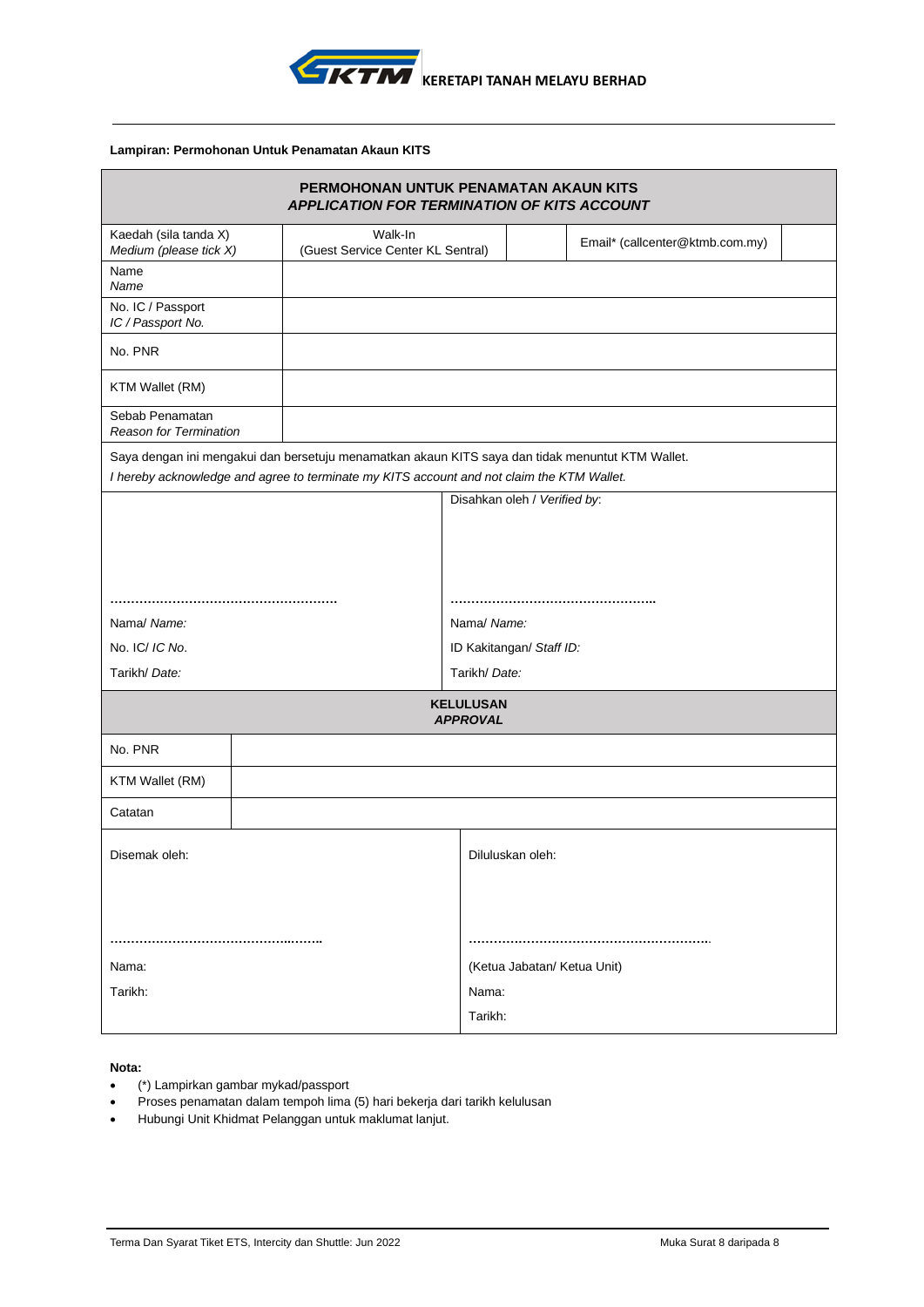**KERETAPI TANAH MELAYU BERHAD**

**Lampiran: Permohonan Untuk Penamatan Akaun KITS**

| **PERMOHONAN UNTUK PENAMATAN AKAUN KITS** *APPLICATION FOR TERMINATION OF KITS ACCOUNT* | | | | |
|---|---|---|---|---|
| Kaedah (sila tanda X) *Medium (please tick X)* | Walk-In (Guest Service Center KL Sentral) | | Email* (callcenter@ktmb.com.my) | |
| Name *Name* | | | | |
| No. IC / Passport *IC / Passport No.* | | | | |
| No. PNR | | | | |
| KTM Wallet (RM) | | | | |
| Sebab Penamatan *Reason for Termination* | | | | |

Saya dengan ini mengakui dan bersetuju menamatkan akaun KITS saya dan tidak menuntut KTM Wallet.
*I hereby acknowledge and agree to terminate my KITS account and not claim the KTM Wallet.*

| | Disahkan oleh / *Verified by*: |
|---|---|
| ……………………………………………… | ………………………………………….. |
| Nama/ *Name:* | Nama/ *Name:* |
| No. IC/ *IC No.* | ID Kakitangan/ *Staff ID:* |
| Tarikh/ *Date:* | Tarikh/ *Date:* |

| **KELULUSAN** *APPROVAL* | |
|---|---|
| No. PNR | |
| KTM Wallet (RM) | |
| Catatan | |

| Disemak oleh: | Diluluskan oleh: |
|---|---|
| ……………………………………..…….. | ………………………………………………….. |
| Nama: | (Ketua Jabatan/ Ketua Unit) |
| Tarikh: | Nama: |
| | Tarikh: |

**Nota:**

- (*) Lampirkan gambar mykad/passport
- Proses penamatan dalam tempoh lima (5) hari bekerja dari tarikh kelulusan
- Hubungi Unit Khidmat Pelanggan untuk maklumat lanjut.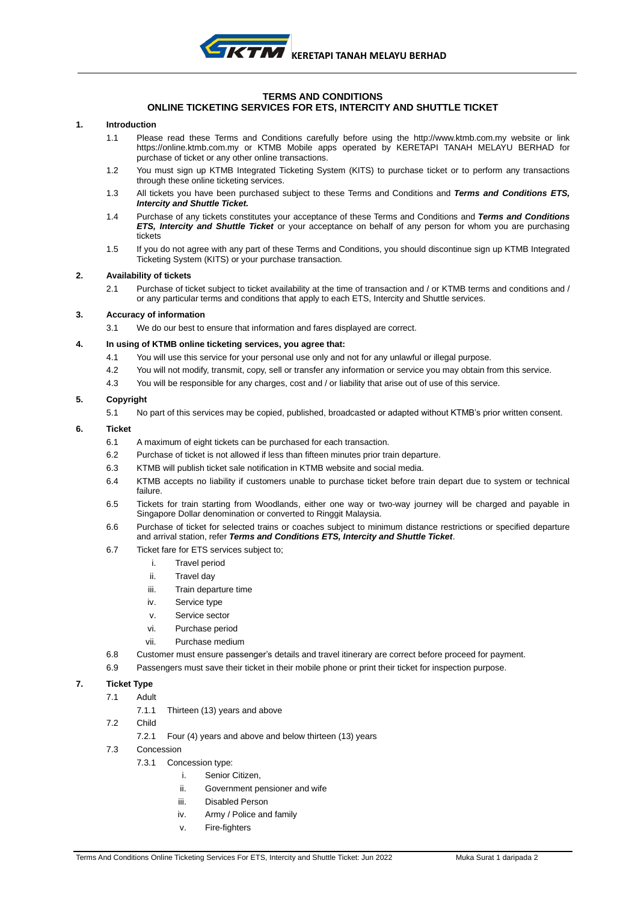KERETAPI TANAH MELAYU BERHAD

# TERMS AND CONDITIONS
## ONLINE TICKETING SERVICES FOR ETS, INTERCITY AND SHUTTLE TICKET

### 1. Introduction

1.1 Please read these Terms and Conditions carefully before using the http://www.ktmb.com.my website or link https://online.ktmb.com.my or KTMB Mobile apps operated by KERETAPI TANAH MELAYU BERHAD for purchase of ticket or any other online transactions.

1.2 You must sign up KTMB Integrated Ticketing System (KITS) to purchase ticket or to perform any transactions through these online ticketing services.

1.3 All tickets you have been purchased subject to these Terms and Conditions and ***Terms and Conditions ETS, Intercity and Shuttle Ticket.***

1.4 Purchase of any tickets constitutes your acceptance of these Terms and Conditions and ***Terms and Conditions ETS, Intercity and Shuttle Ticket*** or your acceptance on behalf of any person for whom you are purchasing tickets

1.5 If you do not agree with any part of these Terms and Conditions, you should discontinue sign up KTMB Integrated Ticketing System (KITS) or your purchase transaction.

### 2. Availability of tickets

2.1 Purchase of ticket subject to ticket availability at the time of transaction and / or KTMB terms and conditions and / or any particular terms and conditions that apply to each ETS, Intercity and Shuttle services.

### 3. Accuracy of information

3.1 We do our best to ensure that information and fares displayed are correct.

### 4. In using of KTMB online ticketing services, you agree that:

4.1 You will use this service for your personal use only and not for any unlawful or illegal purpose.

4.2 You will not modify, transmit, copy, sell or transfer any information or service you may obtain from this service.

4.3 You will be responsible for any charges, cost and / or liability that arise out of use of this service.

### 5. Copyright

5.1 No part of this services may be copied, published, broadcasted or adapted without KTMB's prior written consent.

### 6. Ticket

6.1 A maximum of eight tickets can be purchased for each transaction.

6.2 Purchase of ticket is not allowed if less than fifteen minutes prior train departure.

6.3 KTMB will publish ticket sale notification in KTMB website and social media.

6.4 KTMB accepts no liability if customers unable to purchase ticket before train depart due to system or technical failure.

6.5 Tickets for train starting from Woodlands, either one way or two-way journey will be charged and payable in Singapore Dollar denomination or converted to Ringgit Malaysia.

6.6 Purchase of ticket for selected trains or coaches subject to minimum distance restrictions or specified departure and arrival station, refer ***Terms and Conditions ETS, Intercity and Shuttle Ticket***.

6.7 Ticket fare for ETS services subject to;

i. Travel period
ii. Travel day
iii. Train departure time
iv. Service type
v. Service sector
vi. Purchase period
vii. Purchase medium

6.8 Customer must ensure passenger's details and travel itinerary are correct before proceed for payment.

6.9 Passengers must save their ticket in their mobile phone or print their ticket for inspection purpose.

### 7. Ticket Type

7.1 Adult

7.1.1 Thirteen (13) years and above

7.2 Child

7.2.1 Four (4) years and above and below thirteen (13) years

7.3 Concession

7.3.1 Concession type:

i. Senior Citizen,
ii. Government pensioner and wife
iii. Disabled Person
iv. Army / Police and family
v. Fire-fighters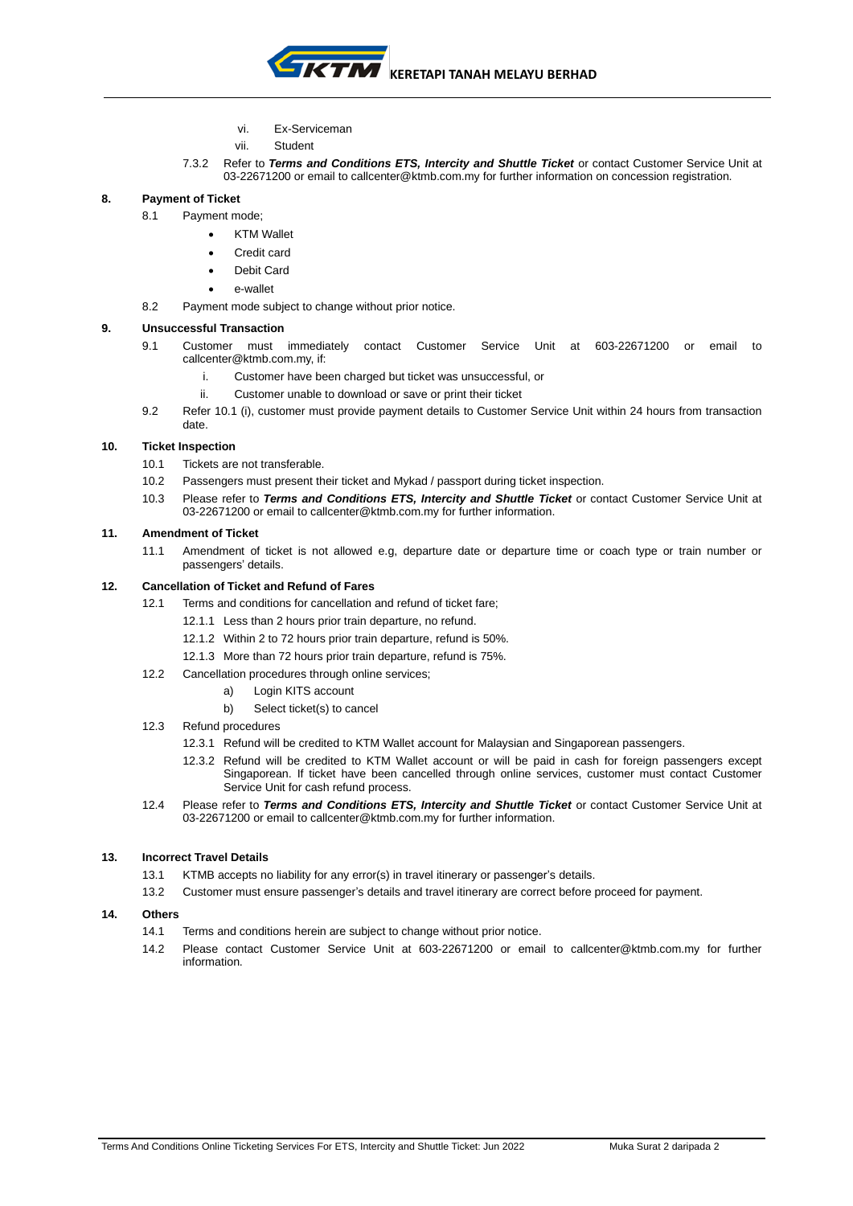vi. Ex-Serviceman

vii. Student

7.3.2 Refer to ***Terms and Conditions ETS, Intercity and Shuttle Ticket*** or contact Customer Service Unit at 03-22671200 or email to callcenter@ktmb.com.my for further information on concession registration.

## 8. Payment of Ticket

8.1 Payment mode;

- KTM Wallet
- Credit card
- Debit Card
- e-wallet

8.2 Payment mode subject to change without prior notice.

## 9. Unsuccessful Transaction

9.1 Customer must immediately contact Customer Service Unit at 603-22671200 or email to callcenter@ktmb.com.my, if:

i. Customer have been charged but ticket was unsuccessful, or

ii. Customer unable to download or save or print their ticket

9.2 Refer 10.1 (i), customer must provide payment details to Customer Service Unit within 24 hours from transaction date.

## 10. Ticket Inspection

10.1 Tickets are not transferable.

10.2 Passengers must present their ticket and Mykad / passport during ticket inspection.

10.3 Please refer to ***Terms and Conditions ETS, Intercity and Shuttle Ticket*** or contact Customer Service Unit at 03-22671200 or email to callcenter@ktmb.com.my for further information.

## 11. Amendment of Ticket

11.1 Amendment of ticket is not allowed e.g, departure date or departure time or coach type or train number or passengers' details.

## 12. Cancellation of Ticket and Refund of Fares

12.1 Terms and conditions for cancellation and refund of ticket fare;

12.1.1 Less than 2 hours prior train departure, no refund.

12.1.2 Within 2 to 72 hours prior train departure, refund is 50%.

12.1.3 More than 72 hours prior train departure, refund is 75%.

12.2 Cancellation procedures through online services;

a) Login KITS account

b) Select ticket(s) to cancel

12.3 Refund procedures

12.3.1 Refund will be credited to KTM Wallet account for Malaysian and Singaporean passengers.

12.3.2 Refund will be credited to KTM Wallet account or will be paid in cash for foreign passengers except Singaporean. If ticket have been cancelled through online services, customer must contact Customer Service Unit for cash refund process.

12.4 Please refer to ***Terms and Conditions ETS, Intercity and Shuttle Ticket*** or contact Customer Service Unit at 03-22671200 or email to callcenter@ktmb.com.my for further information.

## 13. Incorrect Travel Details

13.1 KTMB accepts no liability for any error(s) in travel itinerary or passenger's details.

13.2 Customer must ensure passenger's details and travel itinerary are correct before proceed for payment.

## 14. Others

14.1 Terms and conditions herein are subject to change without prior notice.

14.2 Please contact Customer Service Unit at 603-22671200 or email to callcenter@ktmb.com.my for further information.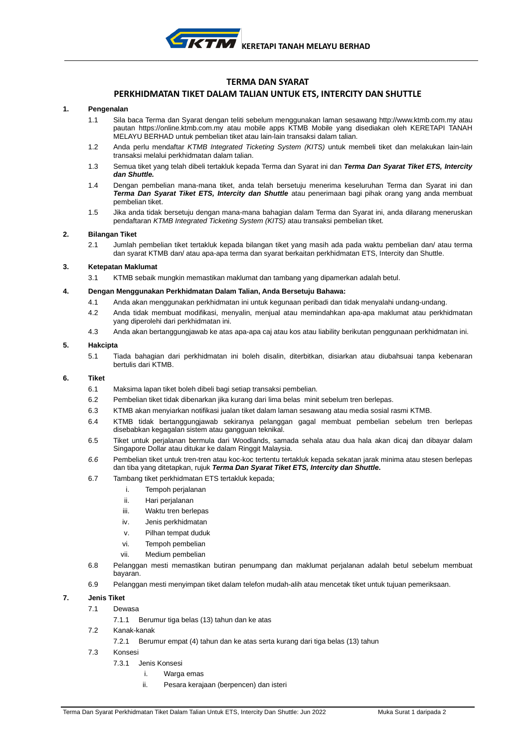**KERETAPI TANAH MELAYU BERHAD**

## TERMA DAN SYARAT

## PERKHIDMATAN TIKET DALAM TALIAN UNTUK ETS, INTERCITY DAN SHUTTLE

**1. Pengenalan**

1.1 Sila baca Terma dan Syarat dengan teliti sebelum menggunakan laman sesawang http://www.ktmb.com.my atau pautan https://online.ktmb.com.my atau mobile apps KTMB Mobile yang disediakan oleh KERETAPI TANAH MELAYU BERHAD untuk pembelian tiket atau lain-lain transaksi dalam talian.

1.2 Anda perlu mendaftar *KTMB Integrated Ticketing System (KITS)* untuk membeli tiket dan melakukan lain-lain transaksi melalui perkhidmatan dalam talian.

1.3 Semua tiket yang telah dibeli tertakluk kepada Terma dan Syarat ini dan ***Terma Dan Syarat Tiket ETS, Intercity dan Shuttle.***

1.4 Dengan pembelian mana-mana tiket, anda telah bersetuju menerima keseluruhan Terma dan Syarat ini dan ***Terma Dan Syarat Tiket ETS, Intercity dan Shuttle*** atau penerimaan bagi pihak orang yang anda membuat pembelian tiket.

1.5 Jika anda tidak bersetuju dengan mana-mana bahagian dalam Terma dan Syarat ini, anda dilarang meneruskan pendaftaran *KTMB Integrated Ticketing System (KITS)* atau transaksi pembelian tiket.

**2. Bilangan Tiket**

2.1 Jumlah pembelian tiket tertakluk kepada bilangan tiket yang masih ada pada waktu pembelian dan/ atau terma dan syarat KTMB dan/ atau apa-apa terma dan syarat berkaitan perkhidmatan ETS, Intercity dan Shuttle.

**3. Ketepatan Maklumat**

3.1 KTMB sebaik mungkin memastikan maklumat dan tambang yang dipamerkan adalah betul.

**4. Dengan Menggunakan Perkhidmatan Dalam Talian, Anda Bersetuju Bahawa:**

4.1 Anda akan menggunakan perkhidmatan ini untuk kegunaan peribadi dan tidak menyalahi undang-undang.

4.2 Anda tidak membuat modifikasi, menyalin, menjual atau memindahkan apa-apa maklumat atau perkhidmatan yang diperolehi dari perkhidmatan ini.

4.3 Anda akan bertanggungjawab ke atas apa-apa caj atau kos atau liability berikutan penggunaan perkhidmatan ini.

**5. Hakcipta**

5.1 Tiada bahagian dari perkhidmatan ini boleh disalin, diterbitkan, disiarkan atau diubahsuai tanpa kebenaran bertulis dari KTMB.

**6. Tiket**

6.1 Maksima lapan tiket boleh dibeli bagi setiap transaksi pembelian.

6.2 Pembelian tiket tidak dibenarkan jika kurang dari lima belas minit sebelum tren berlepas.

6.3 KTMB akan menyiarkan notifikasi jualan tiket dalam laman sesawang atau media sosial rasmi KTMB.

6.4 KTMB tidak bertanggungjawab sekiranya pelanggan gagal membuat pembelian sebelum tren berlepas disebabkan kegagalan sistem atau gangguan teknikal.

6.5 Tiket untuk perjalanan bermula dari Woodlands, samada sehala atau dua hala akan dicaj dan dibayar dalam Singapore Dollar atau ditukar ke dalam Ringgit Malaysia.

*6.6* Pembelian tiket untuk tren-tren atau koc-koc tertentu tertakluk kepada sekatan jarak minima atau stesen berlepas dan tiba yang ditetapkan, rujuk ***Terma Dan Syarat Tiket ETS, Intercity dan Shuttle.***

6.7 Tambang tiket perkhidmatan ETS tertakluk kepada;

   i. Tempoh perjalanan
   ii. Hari perjalanan
   iii. Waktu tren berlepas
   iv. Jenis perkhidmatan
   v. Pilhan tempat duduk
   vi. Tempoh pembelian
   vii. Medium pembelian

6.8 Pelanggan mesti memastikan butiran penumpang dan maklumat perjalanan adalah betul sebelum membuat bayaran.

6.9 Pelanggan mesti menyimpan tiket dalam telefon mudah-alih atau mencetak tiket untuk tujuan pemeriksaan.

**7. Jenis Tiket**

7.1 Dewasa

   7.1.1 Berumur tiga belas (13) tahun dan ke atas

7.2 Kanak-kanak

   7.2.1 Berumur empat (4) tahun dan ke atas serta kurang dari tiga belas (13) tahun

7.3 Konsesi

   7.3.1 Jenis Konsesi

      i. Warga emas
      ii. Pesara kerajaan (berpencen) dan isteri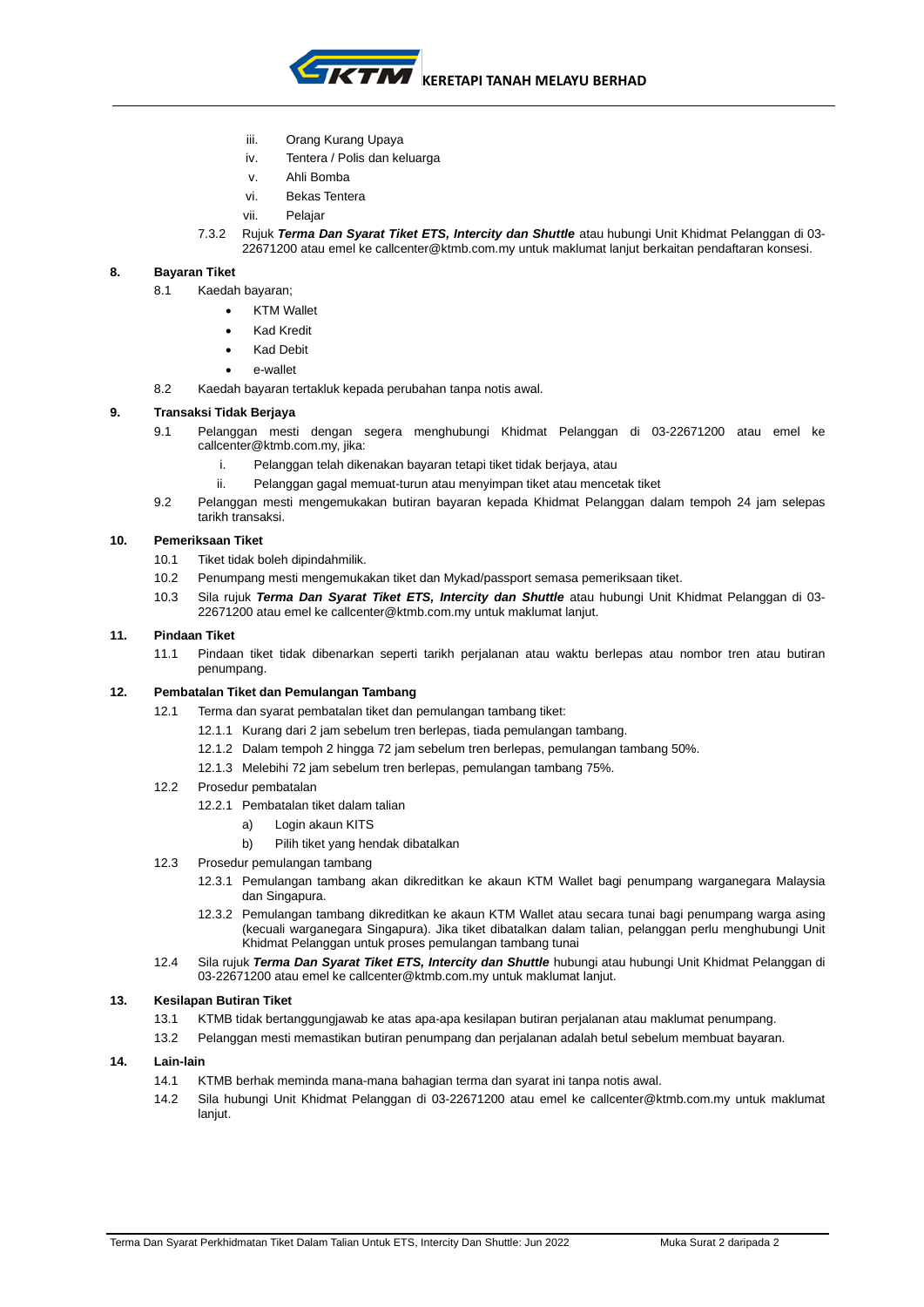iii. Orang Kurang Upaya
iv. Tentera / Polis dan keluarga
v. Ahli Bomba
vi. Bekas Tentera
vii. Pelajar

7.3.2 Rujuk ***Terma Dan Syarat Tiket ETS, Intercity dan Shuttle*** atau hubungi Unit Khidmat Pelanggan di 03-22671200 atau emel ke callcenter@ktmb.com.my untuk maklumat lanjut berkaitan pendaftaran konsesi.

## 8. Bayaran Tiket

8.1 Kaedah bayaran;

- KTM Wallet
- Kad Kredit
- Kad Debit
- e-wallet

8.2 Kaedah bayaran tertakluk kepada perubahan tanpa notis awal.

## 9. Transaksi Tidak Berjaya

9.1 Pelanggan mesti dengan segera menghubungi Khidmat Pelanggan di 03-22671200 atau emel ke callcenter@ktmb.com.my, jika:

i. Pelanggan telah dikenakan bayaran tetapi tiket tidak berjaya, atau
ii. Pelanggan gagal memuat-turun atau menyimpan tiket atau mencetak tiket

9.2 Pelanggan mesti mengemukakan butiran bayaran kepada Khidmat Pelanggan dalam tempoh 24 jam selepas tarikh transaksi.

## 10. Pemeriksaan Tiket

10.1 Tiket tidak boleh dipindahmilik.

10.2 Penumpang mesti mengemukakan tiket dan Mykad/passport semasa pemeriksaan tiket.

10.3 Sila rujuk ***Terma Dan Syarat Tiket ETS, Intercity dan Shuttle*** atau hubungi Unit Khidmat Pelanggan di 03-22671200 atau emel ke callcenter@ktmb.com.my untuk maklumat lanjut.

## 11. Pindaan Tiket

11.1 Pindaan tiket tidak dibenarkan seperti tarikh perjalanan atau waktu berlepas atau nombor tren atau butiran penumpang.

## 12. Pembatalan Tiket dan Pemulangan Tambang

12.1 Terma dan syarat pembatalan tiket dan pemulangan tambang tiket:

12.1.1 Kurang dari 2 jam sebelum tren berlepas, tiada pemulangan tambang.
12.1.2 Dalam tempoh 2 hingga 72 jam sebelum tren berlepas, pemulangan tambang 50%.
12.1.3 Melebihi 72 jam sebelum tren berlepas, pemulangan tambang 75%.

12.2 Prosedur pembatalan

12.2.1 Pembatalan tiket dalam talian

a) Login akaun KITS
b) Pilih tiket yang hendak dibatalkan

12.3 Prosedur pemulangan tambang

12.3.1 Pemulangan tambang akan dikreditkan ke akaun KTM Wallet bagi penumpang warganegara Malaysia dan Singapura.
12.3.2 Pemulangan tambang dikreditkan ke akaun KTM Wallet atau secara tunai bagi penumpang warga asing (kecuali warganegara Singapura). Jika tiket dibatalkan dalam talian, pelanggan perlu menghubungi Unit Khidmat Pelanggan untuk proses pemulangan tambang tunai

12.4 Sila rujuk ***Terma Dan Syarat Tiket ETS, Intercity dan Shuttle*** hubungi atau hubungi Unit Khidmat Pelanggan di 03-22671200 atau emel ke callcenter@ktmb.com.my untuk maklumat lanjut.

## 13. Kesilapan Butiran Tiket

13.1 KTMB tidak bertanggungjawab ke atas apa-apa kesilapan butiran perjalanan atau maklumat penumpang.

13.2 Pelanggan mesti memastikan butiran penumpang dan perjalanan adalah betul sebelum membuat bayaran.

## 14. Lain-lain

14.1 KTMB berhak meminda mana-mana bahagian terma dan syarat ini tanpa notis awal.

14.2 Sila hubungi Unit Khidmat Pelanggan di 03-22671200 atau emel ke callcenter@ktmb.com.my untuk maklumat lanjut.